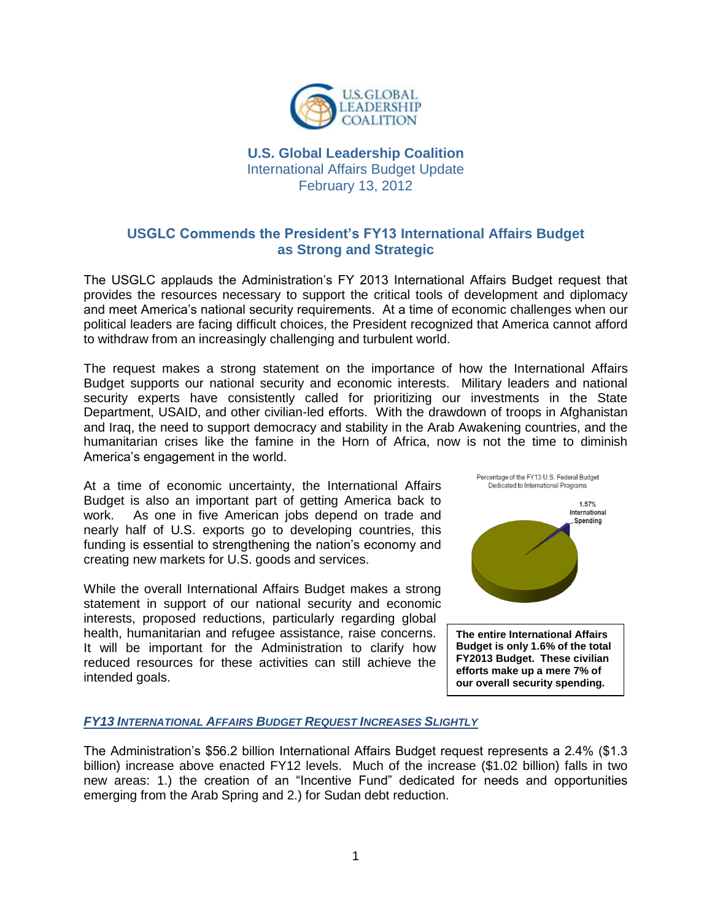**U.S. Global Leadership Coalition**
International Affairs Budget Update
February 13, 2012

## USGLC Commends the President's FY13 International Affairs Budget as Strong and Strategic

The USGLC applauds the Administration's FY 2013 International Affairs Budget request that provides the resources necessary to support the critical tools of development and diplomacy and meet America's national security requirements. At a time of economic challenges when our political leaders are facing difficult choices, the President recognized that America cannot afford to withdraw from an increasingly challenging and turbulent world.

The request makes a strong statement on the importance of how the International Affairs Budget supports our national security and economic interests. Military leaders and national security experts have consistently called for prioritizing our investments in the State Department, USAID, and other civilian-led efforts. With the drawdown of troops in Afghanistan and Iraq, the need to support democracy and stability in the Arab Awakening countries, and the humanitarian crises like the famine in the Horn of Africa, now is not the time to diminish America's engagement in the world.

At a time of economic uncertainty, the International Affairs Budget is also an important part of getting America back to work. As one in five American jobs depend on trade and nearly half of U.S. exports go to developing countries, this funding is essential to strengthening the nation's economy and creating new markets for U.S. goods and services.

While the overall International Affairs Budget makes a strong statement in support of our national security and economic interests, proposed reductions, particularly regarding global health, humanitarian and refugee assistance, raise concerns. It will be important for the Administration to clarify how reduced resources for these activities can still achieve the intended goals.

Percentage of the FY13 U.S. Federal Budget Dedicated to International Programs

1.57% International Spending

**The entire International Affairs Budget is only 1.6% of the total FY2013 Budget. These civilian efforts make up a mere 7% of our overall security spending.**

### *FY13 International Affairs Budget Request Increases Slightly*

The Administration's $56.2 billion International Affairs Budget request represents a 2.4% ($1.3 billion) increase above enacted FY12 levels. Much of the increase ($1.02 billion) falls in two new areas: 1.) the creation of an "Incentive Fund" dedicated for needs and opportunities emerging from the Arab Spring and 2.) for Sudan debt reduction.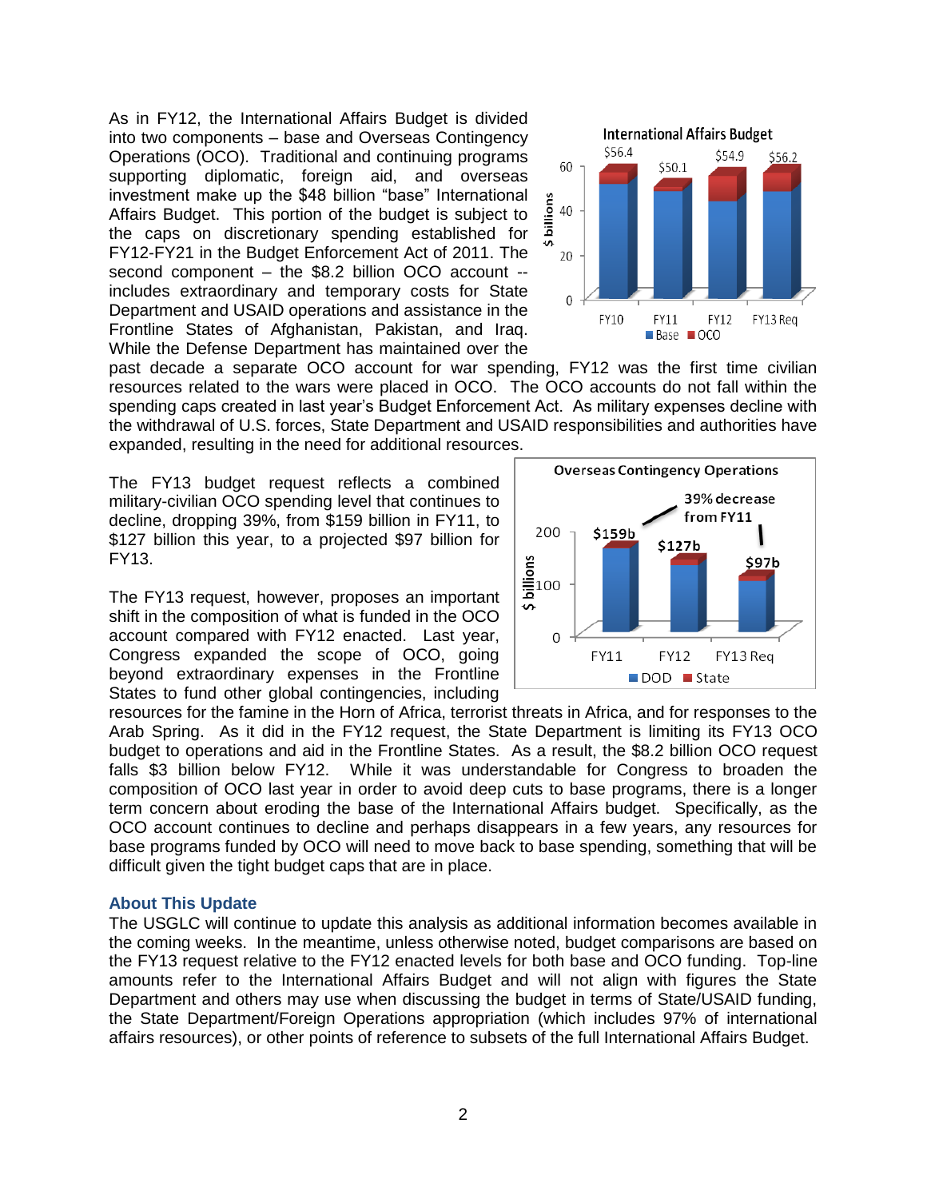As in FY12, the International Affairs Budget is divided into two components – base and Overseas Contingency Operations (OCO). Traditional and continuing programs supporting diplomatic, foreign aid, and overseas investment make up the $48 billion "base" International Affairs Budget. This portion of the budget is subject to the caps on discretionary spending established for FY12-FY21 in the Budget Enforcement Act of 2011. The second component – the $8.2 billion OCO account -- includes extraordinary and temporary costs for State Department and USAID operations and assistance in the Frontline States of Afghanistan, Pakistan, and Iraq. While the Defense Department has maintained over the past decade a separate OCO account for war spending, FY12 was the first time civilian resources related to the wars were placed in OCO. The OCO accounts do not fall within the spending caps created in last year's Budget Enforcement Act. As military expenses decline with the withdrawal of U.S. forces, State Department and USAID responsibilities and authorities have expanded, resulting in the need for additional resources.

The FY13 budget request reflects a combined military-civilian OCO spending level that continues to decline, dropping 39%, from $159 billion in FY11, to $127 billion this year, to a projected $97 billion for FY13.

The FY13 request, however, proposes an important shift in the composition of what is funded in the OCO account compared with FY12 enacted. Last year, Congress expanded the scope of OCO, going beyond extraordinary expenses in the Frontline States to fund other global contingencies, including resources for the famine in the Horn of Africa, terrorist threats in Africa, and for responses to the Arab Spring. As it did in the FY12 request, the State Department is limiting its FY13 OCO budget to operations and aid in the Frontline States. As a result, the $8.2 billion OCO request falls $3 billion below FY12. While it was understandable for Congress to broaden the composition of OCO last year in order to avoid deep cuts to base programs, there is a longer term concern about eroding the base of the International Affairs budget. Specifically, as the OCO account continues to decline and perhaps disappears in a few years, any resources for base programs funded by OCO will need to move back to base spending, something that will be difficult given the tight budget caps that are in place.

### About This Update

The USGLC will continue to update this analysis as additional information becomes available in the coming weeks. In the meantime, unless otherwise noted, budget comparisons are based on the FY13 request relative to the FY12 enacted levels for both base and OCO funding. Top-line amounts refer to the International Affairs Budget and will not align with figures the State Department and others may use when discussing the budget in terms of State/USAID funding, the State Department/Foreign Operations appropriation (which includes 97% of international affairs resources), or other points of reference to subsets of the full International Affairs Budget.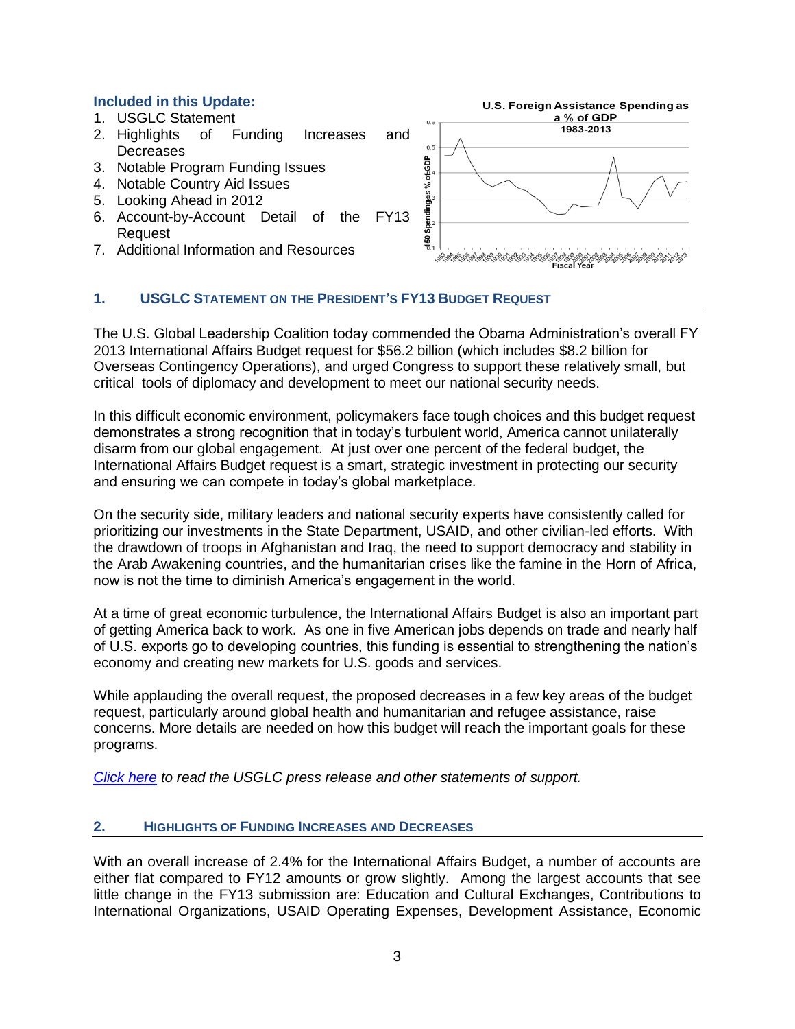**Included in this Update:**

1. USGLC Statement
2. Highlights of Funding Increases and Decreases
3. Notable Program Funding Issues
4. Notable Country Aid Issues
5. Looking Ahead in 2012
6. Account-by-Account Detail of the FY13 Request
7. Additional Information and Resources

## 1. USGLC Statement on the President's FY13 Budget Request

The U.S. Global Leadership Coalition today commended the Obama Administration's overall FY 2013 International Affairs Budget request for $56.2 billion (which includes $8.2 billion for Overseas Contingency Operations), and urged Congress to support these relatively small, but critical tools of diplomacy and development to meet our national security needs.

In this difficult economic environment, policymakers face tough choices and this budget request demonstrates a strong recognition that in today's turbulent world, America cannot unilaterally disarm from our global engagement. At just over one percent of the federal budget, the International Affairs Budget request is a smart, strategic investment in protecting our security and ensuring we can compete in today's global marketplace.

On the security side, military leaders and national security experts have consistently called for prioritizing our investments in the State Department, USAID, and other civilian-led efforts. With the drawdown of troops in Afghanistan and Iraq, the need to support democracy and stability in the Arab Awakening countries, and the humanitarian crises like the famine in the Horn of Africa, now is not the time to diminish America's engagement in the world.

At a time of great economic turbulence, the International Affairs Budget is also an important part of getting America back to work. As one in five American jobs depends on trade and nearly half of U.S. exports go to developing countries, this funding is essential to strengthening the nation's economy and creating new markets for U.S. goods and services.

While applauding the overall request, the proposed decreases in a few key areas of the budget request, particularly around global health and humanitarian and refugee assistance, raise concerns. More details are needed on how this budget will reach the important goals for these programs.

*Click here to read the USGLC press release and other statements of support.*

## 2. Highlights of Funding Increases and Decreases

With an overall increase of 2.4% for the International Affairs Budget, a number of accounts are either flat compared to FY12 amounts or grow slightly. Among the largest accounts that see little change in the FY13 submission are: Education and Cultural Exchanges, Contributions to International Organizations, USAID Operating Expenses, Development Assistance, Economic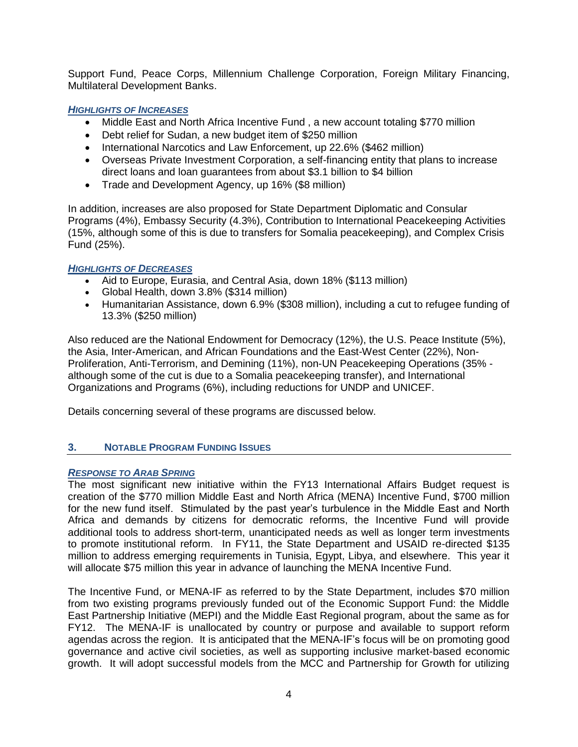Support Fund, Peace Corps, Millennium Challenge Corporation, Foreign Military Financing, Multilateral Development Banks.

***HIGHLIGHTS OF INCREASES***

- Middle East and North Africa Incentive Fund , a new account totaling $770 million
- Debt relief for Sudan, a new budget item of $250 million
- International Narcotics and Law Enforcement, up 22.6% ($462 million)
- Overseas Private Investment Corporation, a self-financing entity that plans to increase direct loans and loan guarantees from about $3.1 billion to $4 billion
- Trade and Development Agency, up 16% ($8 million)

In addition, increases are also proposed for State Department Diplomatic and Consular Programs (4%), Embassy Security (4.3%), Contribution to International Peacekeeping Activities (15%, although some of this is due to transfers for Somalia peacekeeping), and Complex Crisis Fund (25%).

***HIGHLIGHTS OF DECREASES***

- Aid to Europe, Eurasia, and Central Asia, down 18% ($113 million)
- Global Health, down 3.8% ($314 million)
- Humanitarian Assistance, down 6.9% ($308 million), including a cut to refugee funding of 13.3% ($250 million)

Also reduced are the National Endowment for Democracy (12%), the U.S. Peace Institute (5%), the Asia, Inter-American, and African Foundations and the East-West Center (22%), Non-Proliferation, Anti-Terrorism, and Demining (11%), non-UN Peacekeeping Operations (35% - although some of the cut is due to a Somalia peacekeeping transfer), and International Organizations and Programs (6%), including reductions for UNDP and UNICEF.

Details concerning several of these programs are discussed below.

## 3. NOTABLE PROGRAM FUNDING ISSUES

***RESPONSE TO ARAB SPRING***

The most significant new initiative within the FY13 International Affairs Budget request is creation of the $770 million Middle East and North Africa (MENA) Incentive Fund, $700 million for the new fund itself. Stimulated by the past year's turbulence in the Middle East and North Africa and demands by citizens for democratic reforms, the Incentive Fund will provide additional tools to address short-term, unanticipated needs as well as longer term investments to promote institutional reform. In FY11, the State Department and USAID re-directed $135 million to address emerging requirements in Tunisia, Egypt, Libya, and elsewhere. This year it will allocate $75 million this year in advance of launching the MENA Incentive Fund.

The Incentive Fund, or MENA-IF as referred to by the State Department, includes $70 million from two existing programs previously funded out of the Economic Support Fund: the Middle East Partnership Initiative (MEPI) and the Middle East Regional program, about the same as for FY12. The MENA-IF is unallocated by country or purpose and available to support reform agendas across the region. It is anticipated that the MENA-IF's focus will be on promoting good governance and active civil societies, as well as supporting inclusive market-based economic growth. It will adopt successful models from the MCC and Partnership for Growth for utilizing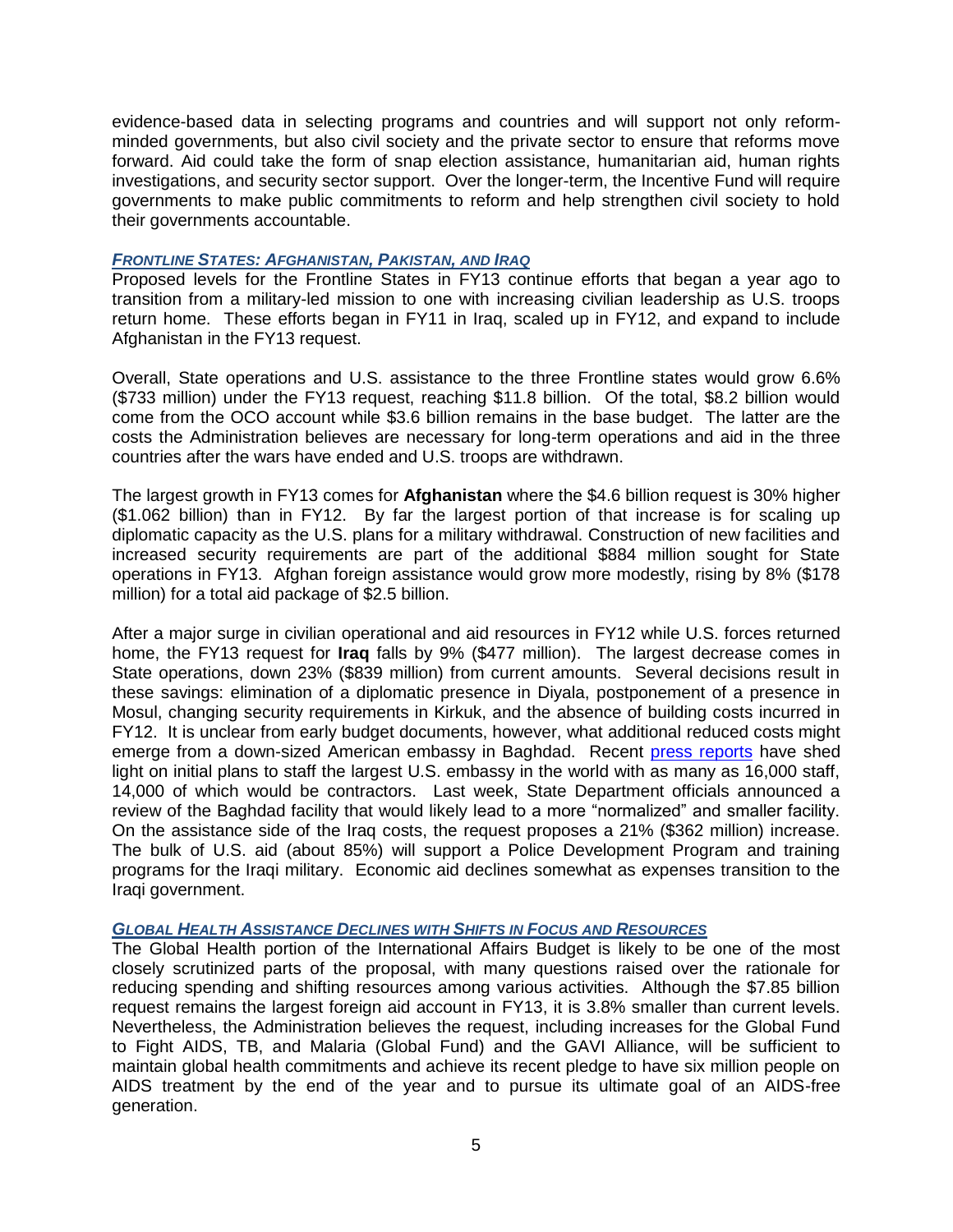evidence-based data in selecting programs and countries and will support not only reform-minded governments, but also civil society and the private sector to ensure that reforms move forward. Aid could take the form of snap election assistance, humanitarian aid, human rights investigations, and security sector support. Over the longer-term, the Incentive Fund will require governments to make public commitments to reform and help strengthen civil society to hold their governments accountable.

### *Frontline States: Afghanistan, Pakistan, and Iraq*

Proposed levels for the Frontline States in FY13 continue efforts that began a year ago to transition from a military-led mission to one with increasing civilian leadership as U.S. troops return home. These efforts began in FY11 in Iraq, scaled up in FY12, and expand to include Afghanistan in the FY13 request.

Overall, State operations and U.S. assistance to the three Frontline states would grow 6.6% ($733 million) under the FY13 request, reaching $11.8 billion. Of the total, $8.2 billion would come from the OCO account while $3.6 billion remains in the base budget. The latter are the costs the Administration believes are necessary for long-term operations and aid in the three countries after the wars have ended and U.S. troops are withdrawn.

The largest growth in FY13 comes for **Afghanistan** where the $4.6 billion request is 30% higher ($1.062 billion) than in FY12. By far the largest portion of that increase is for scaling up diplomatic capacity as the U.S. plans for a military withdrawal. Construction of new facilities and increased security requirements are part of the additional $884 million sought for State operations in FY13. Afghan foreign assistance would grow more modestly, rising by 8% ($178 million) for a total aid package of $2.5 billion.

After a major surge in civilian operational and aid resources in FY12 while U.S. forces returned home, the FY13 request for **Iraq** falls by 9% ($477 million). The largest decrease comes in State operations, down 23% ($839 million) from current amounts. Several decisions result in these savings: elimination of a diplomatic presence in Diyala, postponement of a presence in Mosul, changing security requirements in Kirkuk, and the absence of building costs incurred in FY12. It is unclear from early budget documents, however, what additional reduced costs might emerge from a down-sized American embassy in Baghdad. Recent press reports have shed light on initial plans to staff the largest U.S. embassy in the world with as many as 16,000 staff, 14,000 of which would be contractors. Last week, State Department officials announced a review of the Baghdad facility that would likely lead to a more "normalized" and smaller facility. On the assistance side of the Iraq costs, the request proposes a 21% ($362 million) increase. The bulk of U.S. aid (about 85%) will support a Police Development Program and training programs for the Iraqi military. Economic aid declines somewhat as expenses transition to the Iraqi government.

### *Global Health Assistance Declines with Shifts in Focus and Resources*

The Global Health portion of the International Affairs Budget is likely to be one of the most closely scrutinized parts of the proposal, with many questions raised over the rationale for reducing spending and shifting resources among various activities. Although the $7.85 billion request remains the largest foreign aid account in FY13, it is 3.8% smaller than current levels. Nevertheless, the Administration believes the request, including increases for the Global Fund to Fight AIDS, TB, and Malaria (Global Fund) and the GAVI Alliance, will be sufficient to maintain global health commitments and achieve its recent pledge to have six million people on AIDS treatment by the end of the year and to pursue its ultimate goal of an AIDS-free generation.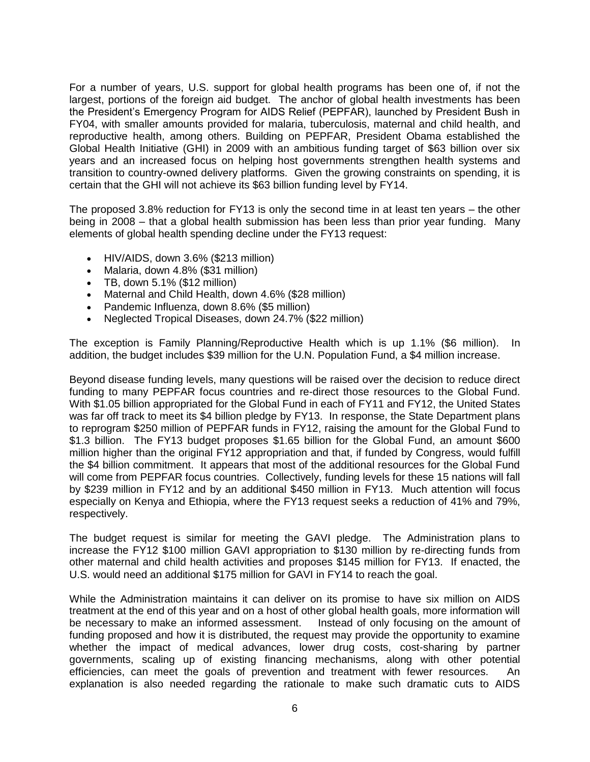For a number of years, U.S. support for global health programs has been one of, if not the largest, portions of the foreign aid budget. The anchor of global health investments has been the President's Emergency Program for AIDS Relief (PEPFAR), launched by President Bush in FY04, with smaller amounts provided for malaria, tuberculosis, maternal and child health, and reproductive health, among others. Building on PEPFAR, President Obama established the Global Health Initiative (GHI) in 2009 with an ambitious funding target of $63 billion over six years and an increased focus on helping host governments strengthen health systems and transition to country-owned delivery platforms. Given the growing constraints on spending, it is certain that the GHI will not achieve its $63 billion funding level by FY14.

The proposed 3.8% reduction for FY13 is only the second time in at least ten years – the other being in 2008 – that a global health submission has been less than prior year funding. Many elements of global health spending decline under the FY13 request:

- HIV/AIDS, down 3.6% ($213 million)
- Malaria, down 4.8% ($31 million)
- TB, down 5.1% ($12 million)
- Maternal and Child Health, down 4.6% ($28 million)
- Pandemic Influenza, down 8.6% ($5 million)
- Neglected Tropical Diseases, down 24.7% ($22 million)

The exception is Family Planning/Reproductive Health which is up 1.1% ($6 million). In addition, the budget includes $39 million for the U.N. Population Fund, a $4 million increase.

Beyond disease funding levels, many questions will be raised over the decision to reduce direct funding to many PEPFAR focus countries and re-direct those resources to the Global Fund. With $1.05 billion appropriated for the Global Fund in each of FY11 and FY12, the United States was far off track to meet its $4 billion pledge by FY13. In response, the State Department plans to reprogram $250 million of PEPFAR funds in FY12, raising the amount for the Global Fund to $1.3 billion. The FY13 budget proposes $1.65 billion for the Global Fund, an amount $600 million higher than the original FY12 appropriation and that, if funded by Congress, would fulfill the $4 billion commitment. It appears that most of the additional resources for the Global Fund will come from PEPFAR focus countries. Collectively, funding levels for these 15 nations will fall by $239 million in FY12 and by an additional $450 million in FY13. Much attention will focus especially on Kenya and Ethiopia, where the FY13 request seeks a reduction of 41% and 79%, respectively.

The budget request is similar for meeting the GAVI pledge. The Administration plans to increase the FY12 $100 million GAVI appropriation to $130 million by re-directing funds from other maternal and child health activities and proposes $145 million for FY13. If enacted, the U.S. would need an additional $175 million for GAVI in FY14 to reach the goal.

While the Administration maintains it can deliver on its promise to have six million on AIDS treatment at the end of this year and on a host of other global health goals, more information will be necessary to make an informed assessment. Instead of only focusing on the amount of funding proposed and how it is distributed, the request may provide the opportunity to examine whether the impact of medical advances, lower drug costs, cost-sharing by partner governments, scaling up of existing financing mechanisms, along with other potential efficiencies, can meet the goals of prevention and treatment with fewer resources. An explanation is also needed regarding the rationale to make such dramatic cuts to AIDS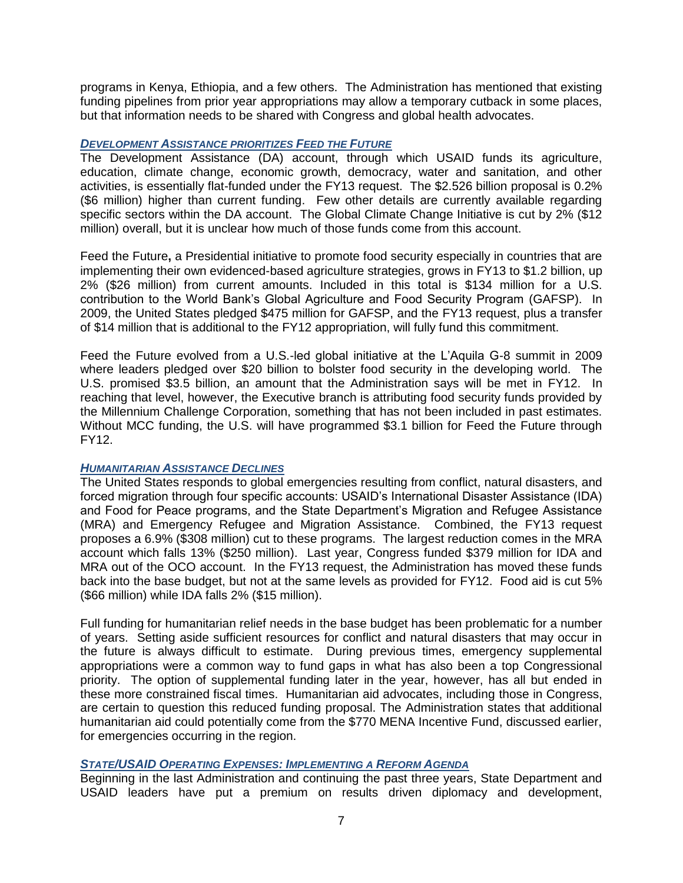programs in Kenya, Ethiopia, and a few others. The Administration has mentioned that existing funding pipelines from prior year appropriations may allow a temporary cutback in some places, but that information needs to be shared with Congress and global health advocates.

### *Development Assistance prioritizes Feed the Future*

The Development Assistance (DA) account, through which USAID funds its agriculture, education, climate change, economic growth, democracy, water and sanitation, and other activities, is essentially flat-funded under the FY13 request. The $2.526 billion proposal is 0.2% ($6 million) higher than current funding. Few other details are currently available regarding specific sectors within the DA account. The Global Climate Change Initiative is cut by 2% ($12 million) overall, but it is unclear how much of those funds come from this account.

Feed the Future**,** a Presidential initiative to promote food security especially in countries that are implementing their own evidenced-based agriculture strategies, grows in FY13 to $1.2 billion, up 2% ($26 million) from current amounts. Included in this total is $134 million for a U.S. contribution to the World Bank's Global Agriculture and Food Security Program (GAFSP). In 2009, the United States pledged $475 million for GAFSP, and the FY13 request, plus a transfer of $14 million that is additional to the FY12 appropriation, will fully fund this commitment.

Feed the Future evolved from a U.S.-led global initiative at the L'Aquila G-8 summit in 2009 where leaders pledged over $20 billion to bolster food security in the developing world. The U.S. promised $3.5 billion, an amount that the Administration says will be met in FY12. In reaching that level, however, the Executive branch is attributing food security funds provided by the Millennium Challenge Corporation, something that has not been included in past estimates. Without MCC funding, the U.S. will have programmed $3.1 billion for Feed the Future through FY12.

### *Humanitarian Assistance Declines*

The United States responds to global emergencies resulting from conflict, natural disasters, and forced migration through four specific accounts: USAID's International Disaster Assistance (IDA) and Food for Peace programs, and the State Department's Migration and Refugee Assistance (MRA) and Emergency Refugee and Migration Assistance. Combined, the FY13 request proposes a 6.9% ($308 million) cut to these programs. The largest reduction comes in the MRA account which falls 13% ($250 million). Last year, Congress funded $379 million for IDA and MRA out of the OCO account. In the FY13 request, the Administration has moved these funds back into the base budget, but not at the same levels as provided for FY12. Food aid is cut 5% ($66 million) while IDA falls 2% ($15 million).

Full funding for humanitarian relief needs in the base budget has been problematic for a number of years. Setting aside sufficient resources for conflict and natural disasters that may occur in the future is always difficult to estimate. During previous times, emergency supplemental appropriations were a common way to fund gaps in what has also been a top Congressional priority. The option of supplemental funding later in the year, however, has all but ended in these more constrained fiscal times. Humanitarian aid advocates, including those in Congress, are certain to question this reduced funding proposal. The Administration states that additional humanitarian aid could potentially come from the $770 MENA Incentive Fund, discussed earlier, for emergencies occurring in the region.

### *State/USAID Operating Expenses: Implementing a Reform Agenda*

Beginning in the last Administration and continuing the past three years, State Department and USAID leaders have put a premium on results driven diplomacy and development,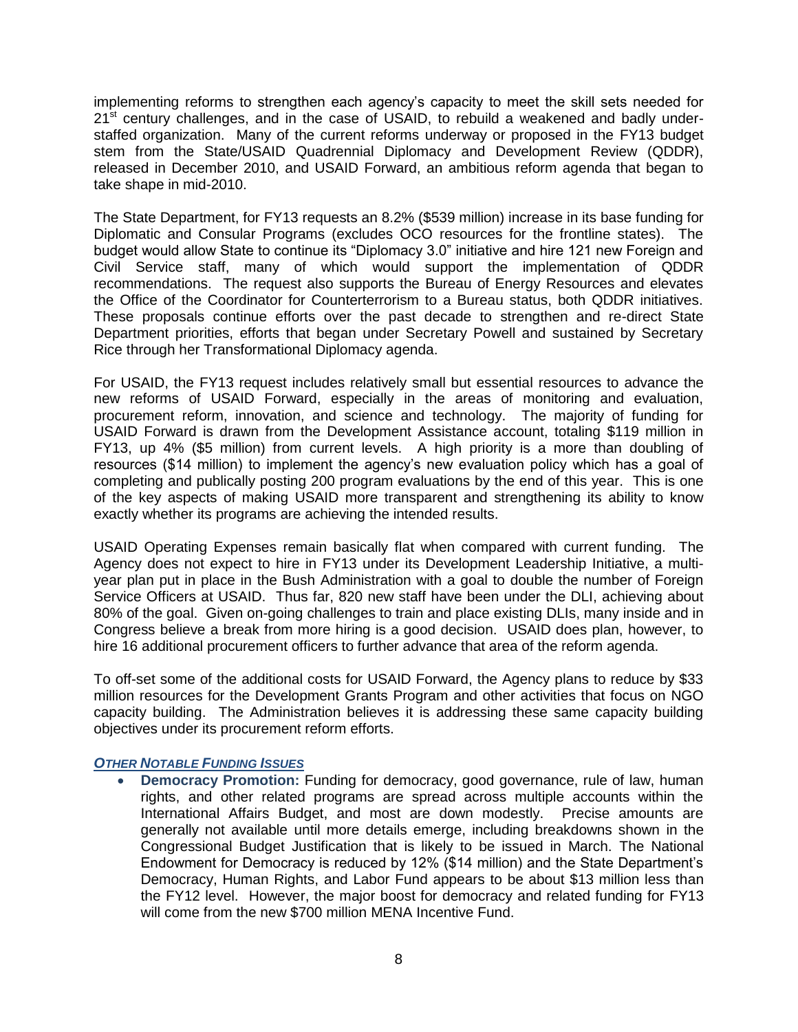implementing reforms to strengthen each agency's capacity to meet the skill sets needed for 21st century challenges, and in the case of USAID, to rebuild a weakened and badly under-staffed organization. Many of the current reforms underway or proposed in the FY13 budget stem from the State/USAID Quadrennial Diplomacy and Development Review (QDDR), released in December 2010, and USAID Forward, an ambitious reform agenda that began to take shape in mid-2010.

The State Department, for FY13 requests an 8.2% ($539 million) increase in its base funding for Diplomatic and Consular Programs (excludes OCO resources for the frontline states). The budget would allow State to continue its "Diplomacy 3.0" initiative and hire 121 new Foreign and Civil Service staff, many of which would support the implementation of QDDR recommendations. The request also supports the Bureau of Energy Resources and elevates the Office of the Coordinator for Counterterrorism to a Bureau status, both QDDR initiatives. These proposals continue efforts over the past decade to strengthen and re-direct State Department priorities, efforts that began under Secretary Powell and sustained by Secretary Rice through her Transformational Diplomacy agenda.

For USAID, the FY13 request includes relatively small but essential resources to advance the new reforms of USAID Forward, especially in the areas of monitoring and evaluation, procurement reform, innovation, and science and technology. The majority of funding for USAID Forward is drawn from the Development Assistance account, totaling $119 million in FY13, up 4% ($5 million) from current levels. A high priority is a more than doubling of resources ($14 million) to implement the agency's new evaluation policy which has a goal of completing and publically posting 200 program evaluations by the end of this year. This is one of the key aspects of making USAID more transparent and strengthening its ability to know exactly whether its programs are achieving the intended results.

USAID Operating Expenses remain basically flat when compared with current funding. The Agency does not expect to hire in FY13 under its Development Leadership Initiative, a multi-year plan put in place in the Bush Administration with a goal to double the number of Foreign Service Officers at USAID. Thus far, 820 new staff have been under the DLI, achieving about 80% of the goal. Given on-going challenges to train and place existing DLIs, many inside and in Congress believe a break from more hiring is a good decision. USAID does plan, however, to hire 16 additional procurement officers to further advance that area of the reform agenda.

To off-set some of the additional costs for USAID Forward, the Agency plans to reduce by $33 million resources for the Development Grants Program and other activities that focus on NGO capacity building. The Administration believes it is addressing these same capacity building objectives under its procurement reform efforts.

### ***Other Notable Funding Issues***

- **Democracy Promotion:** Funding for democracy, good governance, rule of law, human rights, and other related programs are spread across multiple accounts within the International Affairs Budget, and most are down modestly. Precise amounts are generally not available until more details emerge, including breakdowns shown in the Congressional Budget Justification that is likely to be issued in March. The National Endowment for Democracy is reduced by 12% ($14 million) and the State Department's Democracy, Human Rights, and Labor Fund appears to be about $13 million less than the FY12 level. However, the major boost for democracy and related funding for FY13 will come from the new $700 million MENA Incentive Fund.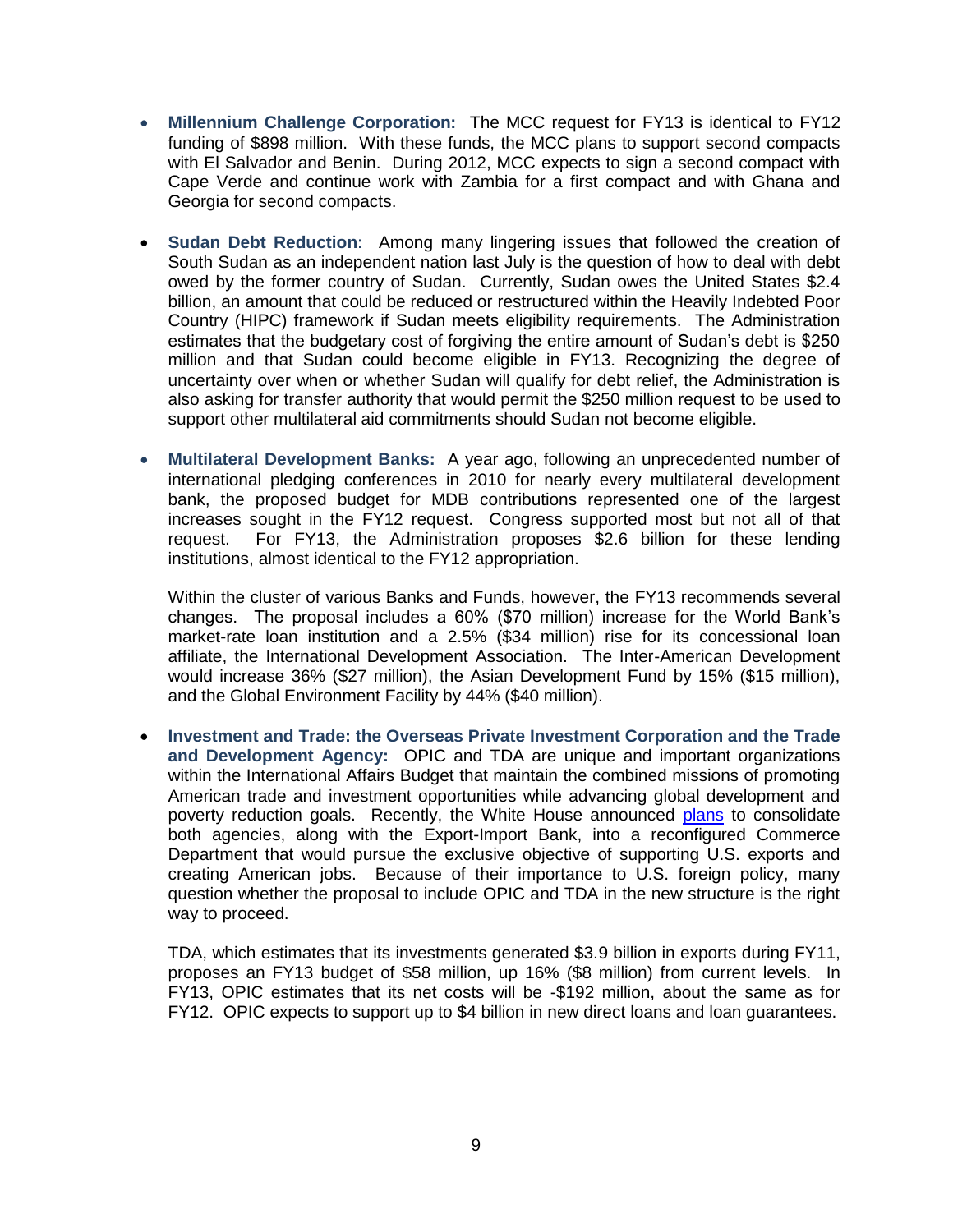- **Millennium Challenge Corporation:** The MCC request for FY13 is identical to FY12 funding of $898 million. With these funds, the MCC plans to support second compacts with El Salvador and Benin. During 2012, MCC expects to sign a second compact with Cape Verde and continue work with Zambia for a first compact and with Ghana and Georgia for second compacts.

- **Sudan Debt Reduction:** Among many lingering issues that followed the creation of South Sudan as an independent nation last July is the question of how to deal with debt owed by the former country of Sudan. Currently, Sudan owes the United States $2.4 billion, an amount that could be reduced or restructured within the Heavily Indebted Poor Country (HIPC) framework if Sudan meets eligibility requirements. The Administration estimates that the budgetary cost of forgiving the entire amount of Sudan's debt is $250 million and that Sudan could become eligible in FY13. Recognizing the degree of uncertainty over when or whether Sudan will qualify for debt relief, the Administration is also asking for transfer authority that would permit the $250 million request to be used to support other multilateral aid commitments should Sudan not become eligible.

- **Multilateral Development Banks:** A year ago, following an unprecedented number of international pledging conferences in 2010 for nearly every multilateral development bank, the proposed budget for MDB contributions represented one of the largest increases sought in the FY12 request. Congress supported most but not all of that request. For FY13, the Administration proposes $2.6 billion for these lending institutions, almost identical to the FY12 appropriation.

  Within the cluster of various Banks and Funds, however, the FY13 recommends several changes. The proposal includes a 60% ($70 million) increase for the World Bank's market-rate loan institution and a 2.5% ($34 million) rise for its concessional loan affiliate, the International Development Association. The Inter-American Development would increase 36% ($27 million), the Asian Development Fund by 15% ($15 million), and the Global Environment Facility by 44% ($40 million).

- **Investment and Trade: the Overseas Private Investment Corporation and the Trade and Development Agency:** OPIC and TDA are unique and important organizations within the International Affairs Budget that maintain the combined missions of promoting American trade and investment opportunities while advancing global development and poverty reduction goals. Recently, the White House announced plans to consolidate both agencies, along with the Export-Import Bank, into a reconfigured Commerce Department that would pursue the exclusive objective of supporting U.S. exports and creating American jobs. Because of their importance to U.S. foreign policy, many question whether the proposal to include OPIC and TDA in the new structure is the right way to proceed.

  TDA, which estimates that its investments generated $3.9 billion in exports during FY11, proposes an FY13 budget of $58 million, up 16% ($8 million) from current levels. In FY13, OPIC estimates that its net costs will be -$192 million, about the same as for FY12. OPIC expects to support up to $4 billion in new direct loans and loan guarantees.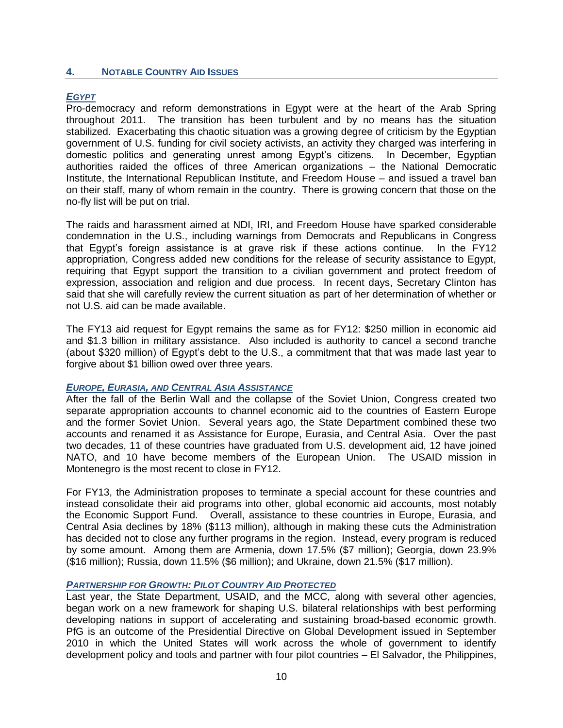## 4. NOTABLE COUNTRY AID ISSUES

### *EGYPT*

Pro-democracy and reform demonstrations in Egypt were at the heart of the Arab Spring throughout 2011. The transition has been turbulent and by no means has the situation stabilized. Exacerbating this chaotic situation was a growing degree of criticism by the Egyptian government of U.S. funding for civil society activists, an activity they charged was interfering in domestic politics and generating unrest among Egypt's citizens. In December, Egyptian authorities raided the offices of three American organizations – the National Democratic Institute, the International Republican Institute, and Freedom House – and issued a travel ban on their staff, many of whom remain in the country. There is growing concern that those on the no-fly list will be put on trial.

The raids and harassment aimed at NDI, IRI, and Freedom House have sparked considerable condemnation in the U.S., including warnings from Democrats and Republicans in Congress that Egypt's foreign assistance is at grave risk if these actions continue. In the FY12 appropriation, Congress added new conditions for the release of security assistance to Egypt, requiring that Egypt support the transition to a civilian government and protect freedom of expression, association and religion and due process. In recent days, Secretary Clinton has said that she will carefully review the current situation as part of her determination of whether or not U.S. aid can be made available.

The FY13 aid request for Egypt remains the same as for FY12: $250 million in economic aid and $1.3 billion in military assistance. Also included is authority to cancel a second tranche (about $320 million) of Egypt's debt to the U.S., a commitment that that was made last year to forgive about $1 billion owed over three years.

### *EUROPE, EURASIA, AND CENTRAL ASIA ASSISTANCE*

After the fall of the Berlin Wall and the collapse of the Soviet Union, Congress created two separate appropriation accounts to channel economic aid to the countries of Eastern Europe and the former Soviet Union. Several years ago, the State Department combined these two accounts and renamed it as Assistance for Europe, Eurasia, and Central Asia. Over the past two decades, 11 of these countries have graduated from U.S. development aid, 12 have joined NATO, and 10 have become members of the European Union. The USAID mission in Montenegro is the most recent to close in FY12.

For FY13, the Administration proposes to terminate a special account for these countries and instead consolidate their aid programs into other, global economic aid accounts, most notably the Economic Support Fund. Overall, assistance to these countries in Europe, Eurasia, and Central Asia declines by 18% ($113 million), although in making these cuts the Administration has decided not to close any further programs in the region. Instead, every program is reduced by some amount. Among them are Armenia, down 17.5% ($7 million); Georgia, down 23.9% ($16 million); Russia, down 11.5% ($6 million); and Ukraine, down 21.5% ($17 million).

### *PARTNERSHIP FOR GROWTH: PILOT COUNTRY AID PROTECTED*

Last year, the State Department, USAID, and the MCC, along with several other agencies, began work on a new framework for shaping U.S. bilateral relationships with best performing developing nations in support of accelerating and sustaining broad-based economic growth. PfG is an outcome of the Presidential Directive on Global Development issued in September 2010 in which the United States will work across the whole of government to identify development policy and tools and partner with four pilot countries – El Salvador, the Philippines,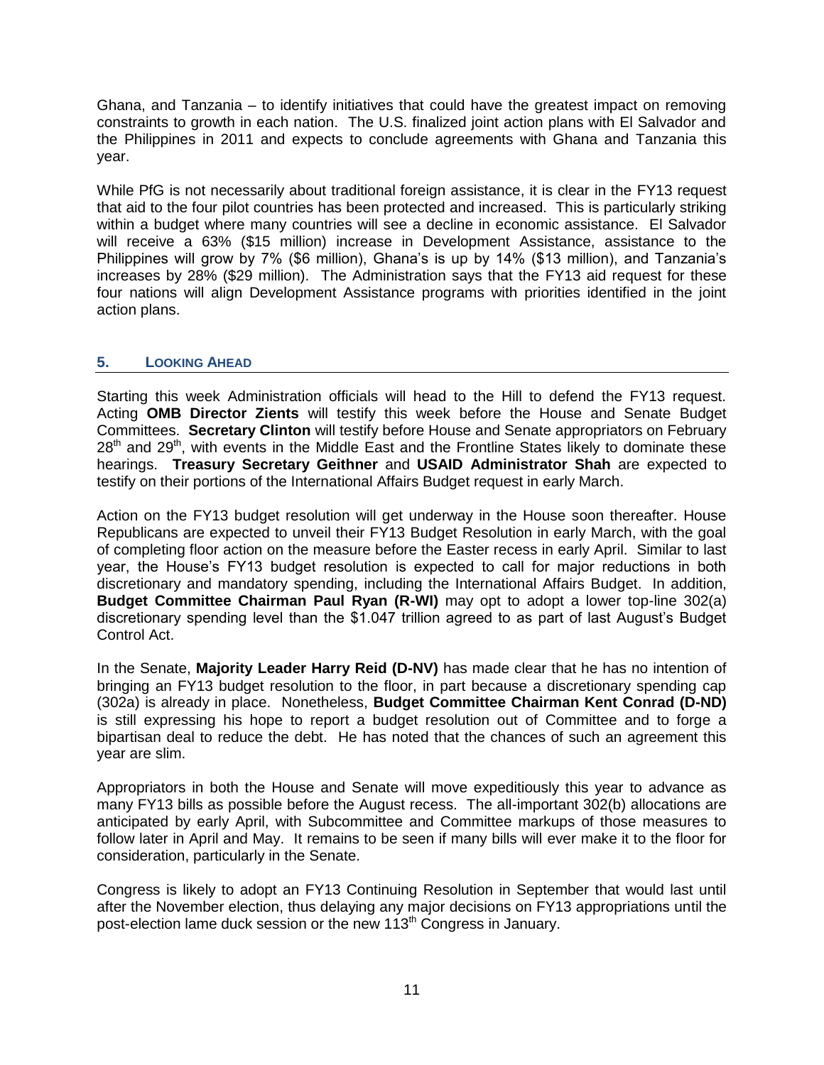Ghana, and Tanzania – to identify initiatives that could have the greatest impact on removing constraints to growth in each nation. The U.S. finalized joint action plans with El Salvador and the Philippines in 2011 and expects to conclude agreements with Ghana and Tanzania this year.

While PfG is not necessarily about traditional foreign assistance, it is clear in the FY13 request that aid to the four pilot countries has been protected and increased. This is particularly striking within a budget where many countries will see a decline in economic assistance. El Salvador will receive a 63% ($15 million) increase in Development Assistance, assistance to the Philippines will grow by 7% ($6 million), Ghana's is up by 14% ($13 million), and Tanzania's increases by 28% ($29 million). The Administration says that the FY13 aid request for these four nations will align Development Assistance programs with priorities identified in the joint action plans.

## 5. Looking Ahead

Starting this week Administration officials will head to the Hill to defend the FY13 request. Acting **OMB Director Zients** will testify this week before the House and Senate Budget Committees. **Secretary Clinton** will testify before House and Senate appropriators on February 28th and 29th, with events in the Middle East and the Frontline States likely to dominate these hearings. **Treasury Secretary Geithner** and **USAID Administrator Shah** are expected to testify on their portions of the International Affairs Budget request in early March.

Action on the FY13 budget resolution will get underway in the House soon thereafter. House Republicans are expected to unveil their FY13 Budget Resolution in early March, with the goal of completing floor action on the measure before the Easter recess in early April. Similar to last year, the House's FY13 budget resolution is expected to call for major reductions in both discretionary and mandatory spending, including the International Affairs Budget. In addition, **Budget Committee Chairman Paul Ryan (R-WI)** may opt to adopt a lower top-line 302(a) discretionary spending level than the $1.047 trillion agreed to as part of last August's Budget Control Act.

In the Senate, **Majority Leader Harry Reid (D-NV)** has made clear that he has no intention of bringing an FY13 budget resolution to the floor, in part because a discretionary spending cap (302a) is already in place. Nonetheless, **Budget Committee Chairman Kent Conrad (D-ND)** is still expressing his hope to report a budget resolution out of Committee and to forge a bipartisan deal to reduce the debt. He has noted that the chances of such an agreement this year are slim.

Appropriators in both the House and Senate will move expeditiously this year to advance as many FY13 bills as possible before the August recess. The all-important 302(b) allocations are anticipated by early April, with Subcommittee and Committee markups of those measures to follow later in April and May. It remains to be seen if many bills will ever make it to the floor for consideration, particularly in the Senate.

Congress is likely to adopt an FY13 Continuing Resolution in September that would last until after the November election, thus delaying any major decisions on FY13 appropriations until the post-election lame duck session or the new 113th Congress in January.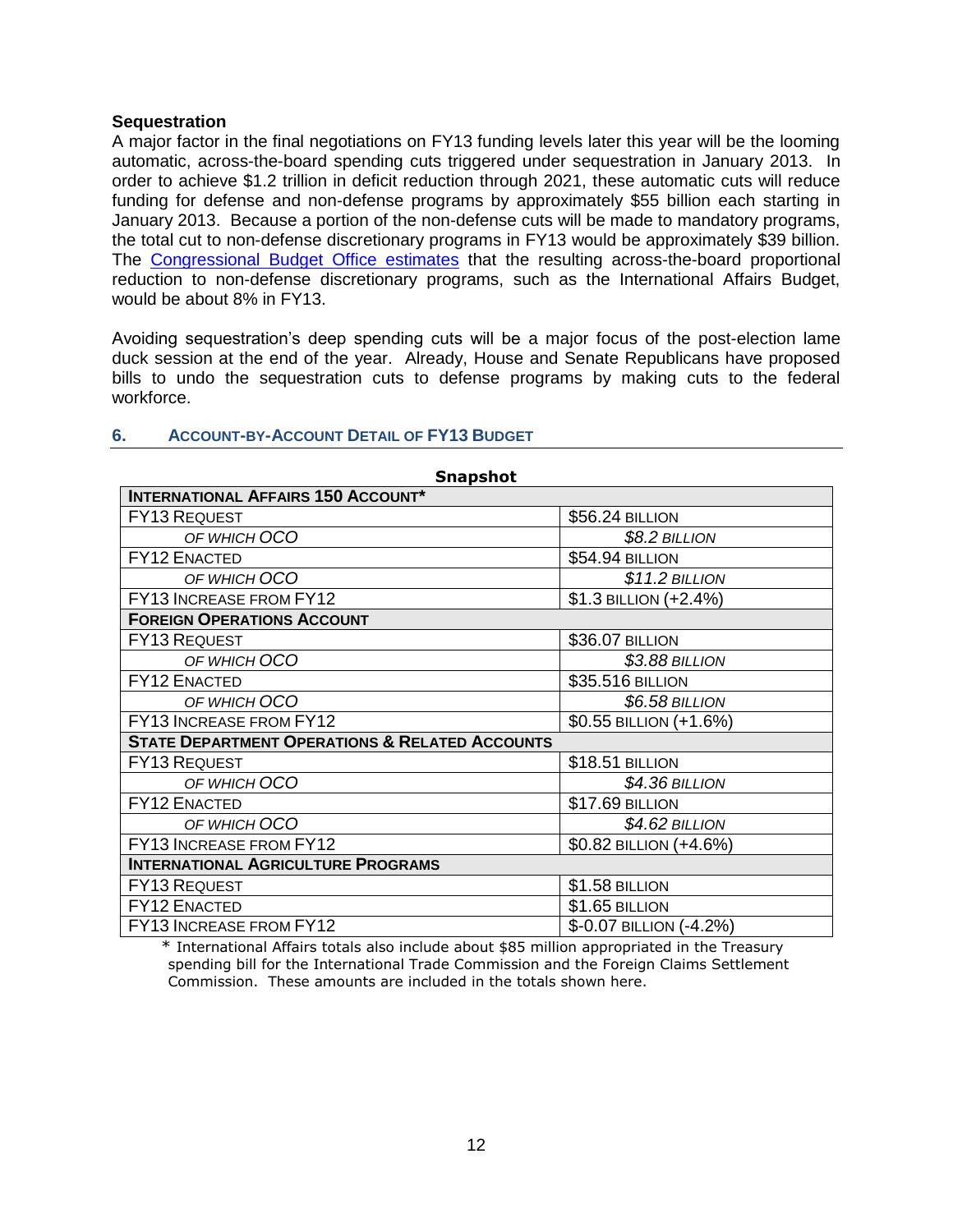**Sequestration**

A major factor in the final negotiations on FY13 funding levels later this year will be the looming automatic, across-the-board spending cuts triggered under sequestration in January 2013. In order to achieve $1.2 trillion in deficit reduction through 2021, these automatic cuts will reduce funding for defense and non-defense programs by approximately $55 billion each starting in January 2013. Because a portion of the non-defense cuts will be made to mandatory programs, the total cut to non-defense discretionary programs in FY13 would be approximately $39 billion. The Congressional Budget Office estimates that the resulting across-the-board proportional reduction to non-defense discretionary programs, such as the International Affairs Budget, would be about 8% in FY13.

Avoiding sequestration's deep spending cuts will be a major focus of the post-election lame duck session at the end of the year. Already, House and Senate Republicans have proposed bills to undo the sequestration cuts to defense programs by making cuts to the federal workforce.

## 6. Account-by-Account Detail of FY13 Budget

**Snapshot**

| **International Affairs 150 Account*** | |
|---|---|
| FY13 Request | $56.24 billion |
| *of which OCO* | *$8.2 billion* |
| FY12 Enacted | $54.94 billion |
| *of which OCO* | *$11.2 billion* |
| FY13 Increase from FY12 | $1.3 billion (+2.4%) |
| **Foreign Operations Account** | |
| FY13 Request | $36.07 billion |
| *of which OCO* | *$3.88 billion* |
| FY12 Enacted | $35.516 billion |
| *of which OCO* | *$6.58 billion* |
| FY13 Increase from FY12 | $0.55 billion (+1.6%) |
| **State Department Operations & Related Accounts** | |
| FY13 Request | $18.51 billion |
| *of which OCO* | *$4.36 billion* |
| FY12 Enacted | $17.69 billion |
| *of which OCO* | *$4.62 billion* |
| FY13 Increase from FY12 | $0.82 billion (+4.6%) |
| **International Agriculture Programs** | |
| FY13 Request | $1.58 billion |
| FY12 Enacted | $1.65 billion |
| FY13 Increase from FY12 | $-0.07 billion (-4.2%) |

\* International Affairs totals also include about $85 million appropriated in the Treasury spending bill for the International Trade Commission and the Foreign Claims Settlement Commission. These amounts are included in the totals shown here.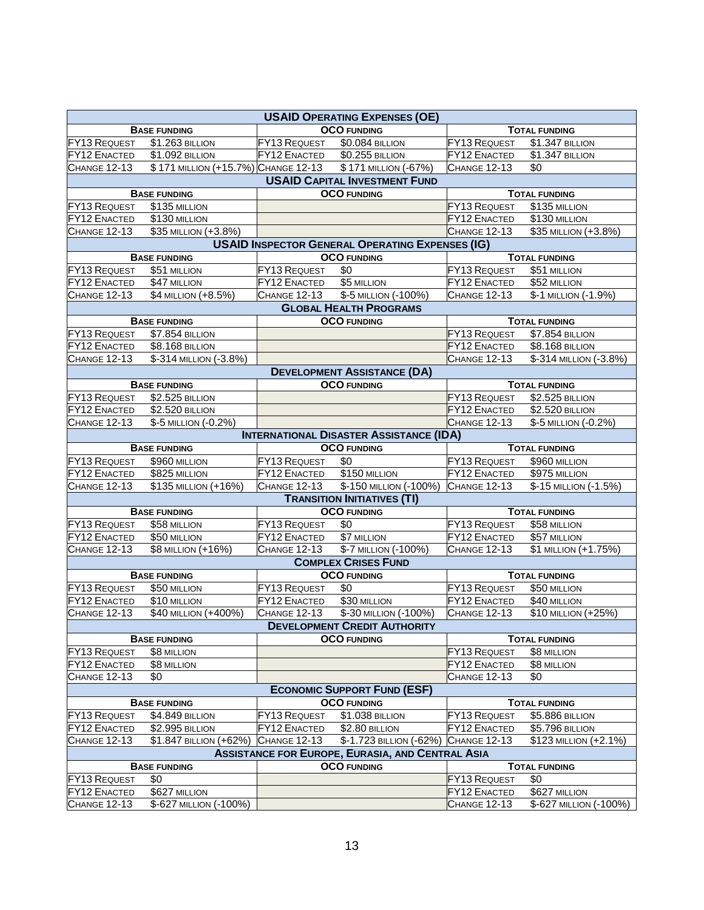| USAID Operating Expenses (OE) | | | | | |
|---|---|---|---|---|---|
| **Base Funding** | | **OCO Funding** | | **Total Funding** | |
| FY13 Request | $1.263 billion | FY13 Request | $0.084 billion | FY13 Request | $1.347 billion |
| FY12 Enacted | $1.092 billion | FY12 Enacted | $0.255 billion | FY12 Enacted | $1.347 billion |
| Change 12-13 | $ 171 million (+15.7%) | Change 12-13 | $ 171 million (-67%) | Change 12-13 | $0 |

| USAID Capital Investment Fund | | | | | |
|---|---|---|---|---|---|
| **Base Funding** | | **OCO Funding** | | **Total Funding** | |
| FY13 Request | $135 million | | | FY13 Request | $135 million |
| FY12 Enacted | $130 million | | | FY12 Enacted | $130 million |
| Change 12-13 | $35 million (+3.8%) | | | Change 12-13 | $35 million (+3.8%) |

| USAID Inspector General Operating Expenses (IG) | | | | | |
|---|---|---|---|---|---|
| **Base Funding** | | **OCO Funding** | | **Total Funding** | |
| FY13 Request | $51 million | FY13 Request | $0 | FY13 Request | $51 million |
| FY12 Enacted | $47 million | FY12 Enacted | $5 million | FY12 Enacted | $52 million |
| Change 12-13 | $4 million (+8.5%) | Change 12-13 | $-5 million (-100%) | Change 12-13 | $-1 million (-1.9%) |

| Global Health Programs | | | | | |
|---|---|---|---|---|---|
| **Base Funding** | | **OCO Funding** | | **Total Funding** | |
| FY13 Request | $7.854 billion | | | FY13 Request | $7.854 billion |
| FY12 Enacted | $8.168 billion | | | FY12 Enacted | $8.168 billion |
| Change 12-13 | $-314 million (-3.8%) | | | Change 12-13 | $-314 million (-3.8%) |

| Development Assistance (DA) | | | | | |
|---|---|---|---|---|---|
| **Base Funding** | | **OCO Funding** | | **Total Funding** | |
| FY13 Request | $2.525 billion | | | FY13 Request | $2.525 billion |
| FY12 Enacted | $2.520 billion | | | FY12 Enacted | $2.520 billion |
| Change 12-13 | $-5 million (-0.2%) | | | Change 12-13 | $-5 million (-0.2%) |

| International Disaster Assistance (IDA) | | | | | |
|---|---|---|---|---|---|
| **Base Funding** | | **OCO Funding** | | **Total Funding** | |
| FY13 Request | $960 million | FY13 Request | $0 | FY13 Request | $960 million |
| FY12 Enacted | $825 million | FY12 Enacted | $150 million | FY12 Enacted | $975 million |
| Change 12-13 | $135 million (+16%) | Change 12-13 | $-150 million (-100%) | Change 12-13 | $-15 million (-1.5%) |

| Transition Initiatives (TI) | | | | | |
|---|---|---|---|---|---|
| **Base Funding** | | **OCO Funding** | | **Total Funding** | |
| FY13 Request | $58 million | FY13 Request | $0 | FY13 Request | $58 million |
| FY12 Enacted | $50 million | FY12 Enacted | $7 million | FY12 Enacted | $57 million |
| Change 12-13 | $8 million (+16%) | Change 12-13 | $-7 million (-100%) | Change 12-13 | $1 million (+1.75%) |

| Complex Crises Fund | | | | | |
|---|---|---|---|---|---|
| **Base Funding** | | **OCO Funding** | | **Total Funding** | |
| FY13 Request | $50 million | FY13 Request | $0 | FY13 Request | $50 million |
| FY12 Enacted | $10 million | FY12 Enacted | $30 million | FY12 Enacted | $40 million |
| Change 12-13 | $40 million (+400%) | Change 12-13 | $-30 million (-100%) | Change 12-13 | $10 million (+25%) |

| Development Credit Authority | | | | | |
|---|---|---|---|---|---|
| **Base Funding** | | **OCO Funding** | | **Total Funding** | |
| FY13 Request | $8 million | | | FY13 Request | $8 million |
| FY12 Enacted | $8 million | | | FY12 Enacted | $8 million |
| Change 12-13 | $0 | | | Change 12-13 | $0 |

| Economic Support Fund (ESF) | | | | | |
|---|---|---|---|---|---|
| **Base Funding** | | **OCO Funding** | | **Total Funding** | |
| FY13 Request | $4.849 billion | FY13 Request | $1.038 billion | FY13 Request | $5.886 billion |
| FY12 Enacted | $2.995 billion | FY12 Enacted | $2.80 billion | FY12 Enacted | $5.796 billion |
| Change 12-13 | $1.847 billion (+62%) | Change 12-13 | $-1.723 billion (-62%) | Change 12-13 | $123 million (+2.1%) |

| Assistance for Europe, Eurasia, and Central Asia | | | | | |
|---|---|---|---|---|---|
| **Base Funding** | | **OCO Funding** | | **Total Funding** | |
| FY13 Request | $0 | | | FY13 Request | $0 |
| FY12 Enacted | $627 million | | | FY12 Enacted | $627 million |
| Change 12-13 | $-627 million (-100%) | | | Change 12-13 | $-627 million (-100%) |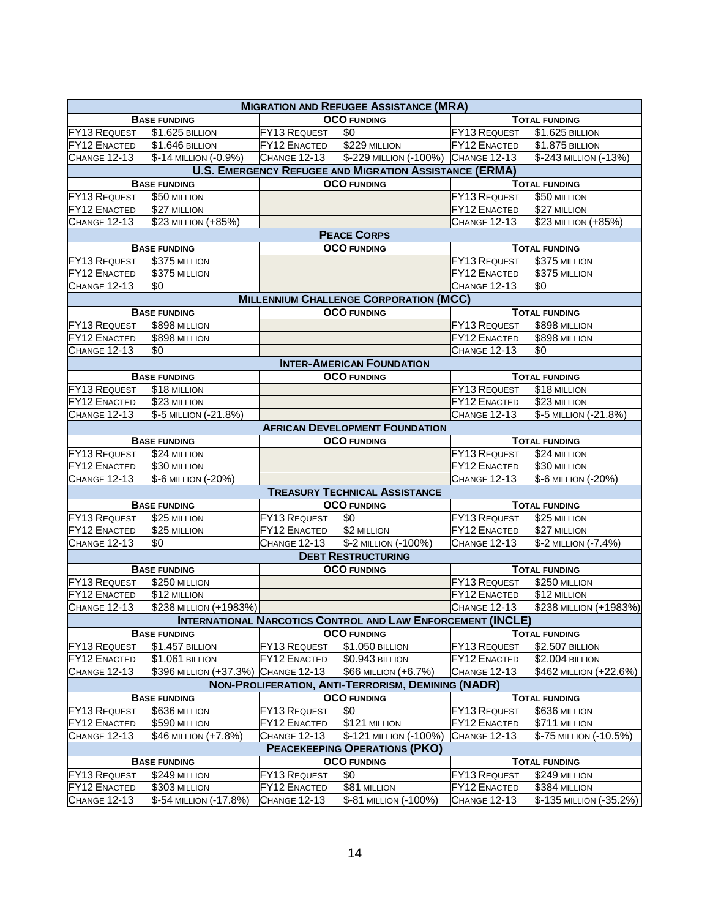| MIGRATION AND REFUGEE ASSISTANCE (MRA) | | | | | |
|---|---|---|---|---|---|
| BASE FUNDING | | OCO FUNDING | | TOTAL FUNDING | |
| FY13 REQUEST | $1.625 BILLION | FY13 REQUEST | $0 | FY13 REQUEST | $1.625 BILLION |
| FY12 ENACTED | $1.646 BILLION | FY12 ENACTED | $229 MILLION | FY12 ENACTED | $1.875 BILLION |
| CHANGE 12-13 | $-14 MILLION (-0.9%) | CHANGE 12-13 | $-229 MILLION (-100%) | CHANGE 12-13 | $-243 MILLION (-13%) |
| **U.S. EMERGENCY REFUGEE AND MIGRATION ASSISTANCE (ERMA)** | | | | | |
| BASE FUNDING | | OCO FUNDING | | TOTAL FUNDING | |
| FY13 REQUEST | $50 MILLION | | | FY13 REQUEST | $50 MILLION |
| FY12 ENACTED | $27 MILLION | | | FY12 ENACTED | $27 MILLION |
| CHANGE 12-13 | $23 MILLION (+85%) | | | CHANGE 12-13 | $23 MILLION (+85%) |
| **PEACE CORPS** | | | | | |
| BASE FUNDING | | OCO FUNDING | | TOTAL FUNDING | |
| FY13 REQUEST | $375 MILLION | | | FY13 REQUEST | $375 MILLION |
| FY12 ENACTED | $375 MILLION | | | FY12 ENACTED | $375 MILLION |
| CHANGE 12-13 | $0 | | | CHANGE 12-13 | $0 |
| **MILLENNIUM CHALLENGE CORPORATION (MCC)** | | | | | |
| BASE FUNDING | | OCO FUNDING | | TOTAL FUNDING | |
| FY13 REQUEST | $898 MILLION | | | FY13 REQUEST | $898 MILLION |
| FY12 ENACTED | $898 MILLION | | | FY12 ENACTED | $898 MILLION |
| CHANGE 12-13 | $0 | | | CHANGE 12-13 | $0 |
| **INTER-AMERICAN FOUNDATION** | | | | | |
| BASE FUNDING | | OCO FUNDING | | TOTAL FUNDING | |
| FY13 REQUEST | $18 MILLION | | | FY13 REQUEST | $18 MILLION |
| FY12 ENACTED | $23 MILLION | | | FY12 ENACTED | $23 MILLION |
| CHANGE 12-13 | $-5 MILLION (-21.8%) | | | CHANGE 12-13 | $-5 MILLION (-21.8%) |
| **AFRICAN DEVELOPMENT FOUNDATION** | | | | | |
| BASE FUNDING | | OCO FUNDING | | TOTAL FUNDING | |
| FY13 REQUEST | $24 MILLION | | | FY13 REQUEST | $24 MILLION |
| FY12 ENACTED | $30 MILLION | | | FY12 ENACTED | $30 MILLION |
| CHANGE 12-13 | $-6 MILLION (-20%) | | | CHANGE 12-13 | $-6 MILLION (-20%) |
| **TREASURY TECHNICAL ASSISTANCE** | | | | | |
| BASE FUNDING | | OCO FUNDING | | TOTAL FUNDING | |
| FY13 REQUEST | $25 MILLION | FY13 REQUEST | $0 | FY13 REQUEST | $25 MILLION |
| FY12 ENACTED | $25 MILLION | FY12 ENACTED | $2 MILLION | FY12 ENACTED | $27 MILLION |
| CHANGE 12-13 | $0 | CHANGE 12-13 | $-2 MILLION (-100%) | CHANGE 12-13 | $-2 MILLION (-7.4%) |
| **DEBT RESTRUCTURING** | | | | | |
| BASE FUNDING | | OCO FUNDING | | TOTAL FUNDING | |
| FY13 REQUEST | $250 MILLION | | | FY13 REQUEST | $250 MILLION |
| FY12 ENACTED | $12 MILLION | | | FY12 ENACTED | $12 MILLION |
| CHANGE 12-13 | $238 MILLION (+1983%) | | | CHANGE 12-13 | $238 MILLION (+1983%) |
| **INTERNATIONAL NARCOTICS CONTROL AND LAW ENFORCEMENT (INCLE)** | | | | | |
| BASE FUNDING | | OCO FUNDING | | TOTAL FUNDING | |
| FY13 REQUEST | $1.457 BILLION | FY13 REQUEST | $1.050 BILLION | FY13 REQUEST | $2.507 BILLION |
| FY12 ENACTED | $1.061 BILLION | FY12 ENACTED | $0.943 BILLION | FY12 ENACTED | $2.004 BILLION |
| CHANGE 12-13 | $396 MILLION (+37.3%) | CHANGE 12-13 | $66 MILLION (+6.7%) | CHANGE 12-13 | $462 MILLION (+22.6%) |
| **NON-PROLIFERATION, ANTI-TERRORISM, DEMINING (NADR)** | | | | | |
| BASE FUNDING | | OCO FUNDING | | TOTAL FUNDING | |
| FY13 REQUEST | $636 MILLION | FY13 REQUEST | $0 | FY13 REQUEST | $636 MILLION |
| FY12 ENACTED | $590 MILLION | FY12 ENACTED | $121 MILLION | FY12 ENACTED | $711 MILLION |
| CHANGE 12-13 | $46 MILLION (+7.8%) | CHANGE 12-13 | $-121 MILLION (-100%) | CHANGE 12-13 | $-75 MILLION (-10.5%) |
| **PEACEKEEPING OPERATIONS (PKO)** | | | | | |
| BASE FUNDING | | OCO FUNDING | | TOTAL FUNDING | |
| FY13 REQUEST | $249 MILLION | FY13 REQUEST | $0 | FY13 REQUEST | $249 MILLION |
| FY12 ENACTED | $303 MILLION | FY12 ENACTED | $81 MILLION | FY12 ENACTED | $384 MILLION |
| CHANGE 12-13 | $-54 MILLION (-17.8%) | CHANGE 12-13 | $-81 MILLION (-100%) | CHANGE 12-13 | $-135 MILLION (-35.2%) |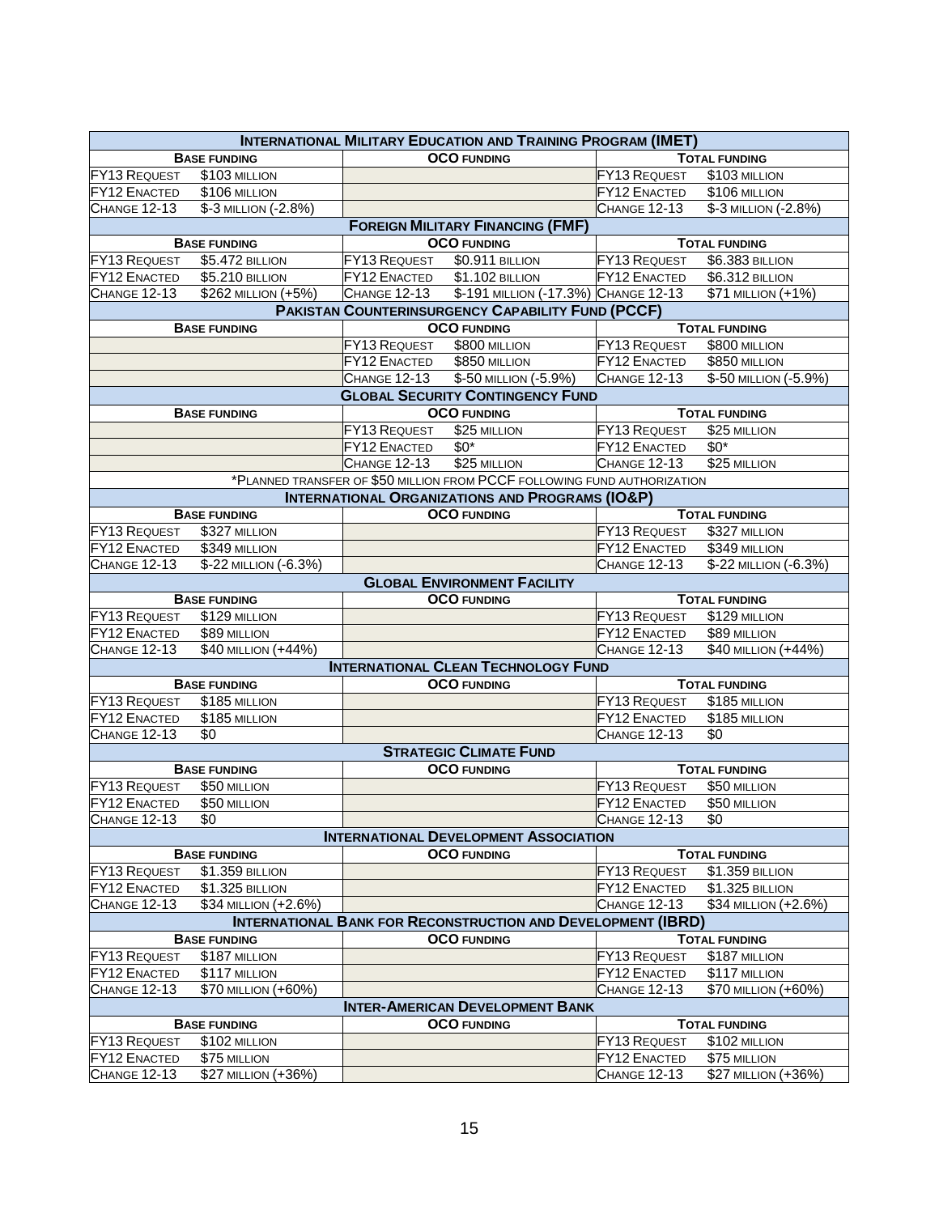| **International Military Education and Training Program (IMET)** | | | | | |
|---|---|---|---|---|---|
| **Base Funding** | | **OCO Funding** | | **Total Funding** | |
| FY13 Request | $103 million | | | FY13 Request | $103 million |
| FY12 Enacted | $106 million | | | FY12 Enacted | $106 million |
| Change 12-13 | $-3 million (-2.8%) | | | Change 12-13 | $-3 million (-2.8%) |
| **Foreign Military Financing (FMF)** | | | | | |
| **Base Funding** | | **OCO Funding** | | **Total Funding** | |
| FY13 Request | $5.472 billion | FY13 Request | $0.911 billion | FY13 Request | $6.383 billion |
| FY12 Enacted | $5.210 billion | FY12 Enacted | $1.102 billion | FY12 Enacted | $6.312 billion |
| Change 12-13 | $262 million (+5%) | Change 12-13 | $-191 million (-17.3%) | Change 12-13 | $71 million (+1%) |
| **Pakistan Counterinsurgency Capability Fund (PCCF)** | | | | | |
| **Base Funding** | | **OCO Funding** | | **Total Funding** | |
| | | FY13 Request | $800 million | FY13 Request | $800 million |
| | | FY12 Enacted | $850 million | FY12 Enacted | $850 million |
| | | Change 12-13 | $-50 million (-5.9%) | Change 12-13 | $-50 million (-5.9%) |
| **Global Security Contingency Fund** | | | | | |
| **Base Funding** | | **OCO Funding** | | **Total Funding** | |
| | | FY13 Request | $25 million | FY13 Request | $25 million |
| | | FY12 Enacted | $0* | FY12 Enacted | $0* |
| | | Change 12-13 | $25 million | Change 12-13 | $25 million |
| *Planned transfer of $50 million from PCCF following fund authorization | | | | | |
| **International Organizations and Programs (IO&P)** | | | | | |
| **Base Funding** | | **OCO Funding** | | **Total Funding** | |
| FY13 Request | $327 million | | | FY13 Request | $327 million |
| FY12 Enacted | $349 million | | | FY12 Enacted | $349 million |
| Change 12-13 | $-22 million (-6.3%) | | | Change 12-13 | $-22 million (-6.3%) |
| **Global Environment Facility** | | | | | |
| **Base Funding** | | **OCO Funding** | | **Total Funding** | |
| FY13 Request | $129 million | | | FY13 Request | $129 million |
| FY12 Enacted | $89 million | | | FY12 Enacted | $89 million |
| Change 12-13 | $40 million (+44%) | | | Change 12-13 | $40 million (+44%) |
| **International Clean Technology Fund** | | | | | |
| **Base Funding** | | **OCO Funding** | | **Total Funding** | |
| FY13 Request | $185 million | | | FY13 Request | $185 million |
| FY12 Enacted | $185 million | | | FY12 Enacted | $185 million |
| Change 12-13 | $0 | | | Change 12-13 | $0 |
| **Strategic Climate Fund** | | | | | |
| **Base Funding** | | **OCO Funding** | | **Total Funding** | |
| FY13 Request | $50 million | | | FY13 Request | $50 million |
| FY12 Enacted | $50 million | | | FY12 Enacted | $50 million |
| Change 12-13 | $0 | | | Change 12-13 | $0 |
| **International Development Association** | | | | | |
| **Base Funding** | | **OCO Funding** | | **Total Funding** | |
| FY13 Request | $1.359 billion | | | FY13 Request | $1.359 billion |
| FY12 Enacted | $1.325 billion | | | FY12 Enacted | $1.325 billion |
| Change 12-13 | $34 million (+2.6%) | | | Change 12-13 | $34 million (+2.6%) |
| **International Bank for Reconstruction and Development (IBRD)** | | | | | |
| **Base Funding** | | **OCO Funding** | | **Total Funding** | |
| FY13 Request | $187 million | | | FY13 Request | $187 million |
| FY12 Enacted | $117 million | | | FY12 Enacted | $117 million |
| Change 12-13 | $70 million (+60%) | | | Change 12-13 | $70 million (+60%) |
| **Inter-American Development Bank** | | | | | |
| **Base Funding** | | **OCO Funding** | | **Total Funding** | |
| FY13 Request | $102 million | | | FY13 Request | $102 million |
| FY12 Enacted | $75 million | | | FY12 Enacted | $75 million |
| Change 12-13 | $27 million (+36%) | | | Change 12-13 | $27 million (+36%) |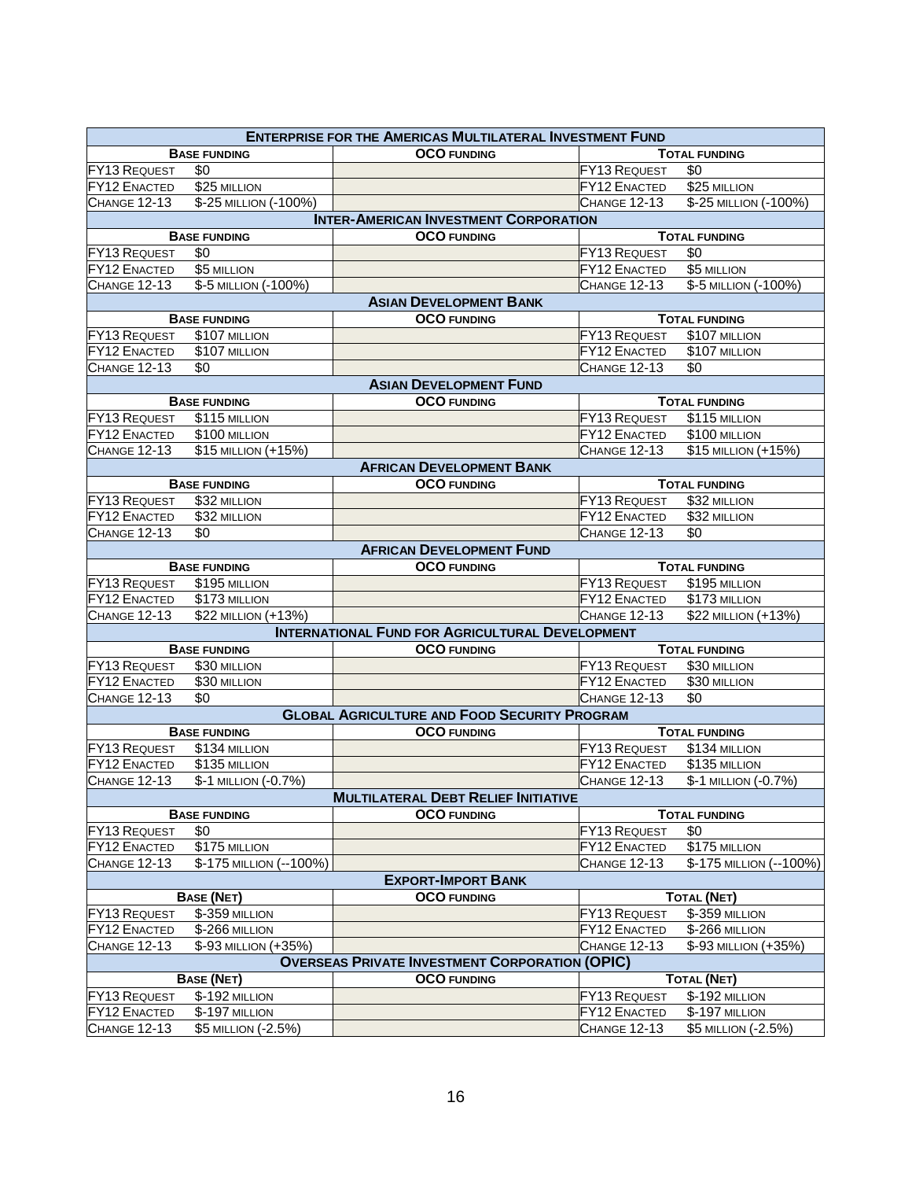| **Enterprise for the Americas Multilateral Investment Fund** | | | | |
|---|---|---|---|---|
| **Base funding** | | **OCO funding** | **Total funding** | |
| FY13 Request | $0 | | FY13 Request | $0 |
| FY12 Enacted | $25 million | | FY12 Enacted | $25 million |
| Change 12-13 | $-25 million (-100%) | | Change 12-13 | $-25 million (-100%) |

| **Inter-American Investment Corporation** | | | | |
|---|---|---|---|---|
| **Base funding** | | **OCO funding** | **Total funding** | |
| FY13 Request | $0 | | FY13 Request | $0 |
| FY12 Enacted | $5 million | | FY12 Enacted | $5 million |
| Change 12-13 | $-5 million (-100%) | | Change 12-13 | $-5 million (-100%) |

| **Asian Development Bank** | | | | |
|---|---|---|---|---|
| **Base funding** | | **OCO funding** | **Total funding** | |
| FY13 Request | $107 million | | FY13 Request | $107 million |
| FY12 Enacted | $107 million | | FY12 Enacted | $107 million |
| Change 12-13 | $0 | | Change 12-13 | $0 |

| **Asian Development Fund** | | | | |
|---|---|---|---|---|
| **Base funding** | | **OCO funding** | **Total funding** | |
| FY13 Request | $115 million | | FY13 Request | $115 million |
| FY12 Enacted | $100 million | | FY12 Enacted | $100 million |
| Change 12-13 | $15 million (+15%) | | Change 12-13 | $15 million (+15%) |

| **African Development Bank** | | | | |
|---|---|---|---|---|
| **Base funding** | | **OCO funding** | **Total funding** | |
| FY13 Request | $32 million | | FY13 Request | $32 million |
| FY12 Enacted | $32 million | | FY12 Enacted | $32 million |
| Change 12-13 | $0 | | Change 12-13 | $0 |

| **African Development Fund** | | | | |
|---|---|---|---|---|
| **Base funding** | | **OCO funding** | **Total funding** | |
| FY13 Request | $195 million | | FY13 Request | $195 million |
| FY12 Enacted | $173 million | | FY12 Enacted | $173 million |
| Change 12-13 | $22 million (+13%) | | Change 12-13 | $22 million (+13%) |

| **International Fund for Agricultural Development** | | | | |
|---|---|---|---|---|
| **Base funding** | | **OCO funding** | **Total funding** | |
| FY13 Request | $30 million | | FY13 Request | $30 million |
| FY12 Enacted | $30 million | | FY12 Enacted | $30 million |
| Change 12-13 | $0 | | Change 12-13 | $0 |

| **Global Agriculture and Food Security Program** | | | | |
|---|---|---|---|---|
| **Base funding** | | **OCO funding** | **Total funding** | |
| FY13 Request | $134 million | | FY13 Request | $134 million |
| FY12 Enacted | $135 million | | FY12 Enacted | $135 million |
| Change 12-13 | $-1 million (-0.7%) | | Change 12-13 | $-1 million (-0.7%) |

| **Multilateral Debt Relief Initiative** | | | | |
|---|---|---|---|---|
| **Base funding** | | **OCO funding** | **Total funding** | |
| FY13 Request | $0 | | FY13 Request | $0 |
| FY12 Enacted | $175 million | | FY12 Enacted | $175 million |
| Change 12-13 | $-175 million (--100%) | | Change 12-13 | $-175 million (--100%) |

| **Export-Import Bank** | | | | |
|---|---|---|---|---|
| **Base (Net)** | | **OCO funding** | **Total (Net)** | |
| FY13 Request | $-359 million | | FY13 Request | $-359 million |
| FY12 Enacted | $-266 million | | FY12 Enacted | $-266 million |
| Change 12-13 | $-93 million (+35%) | | Change 12-13 | $-93 million (+35%) |

| **Overseas Private Investment Corporation (OPIC)** | | | | |
|---|---|---|---|---|
| **Base (Net)** | | **OCO funding** | **Total (Net)** | |
| FY13 Request | $-192 million | | FY13 Request | $-192 million |
| FY12 Enacted | $-197 million | | FY12 Enacted | $-197 million |
| Change 12-13 | $5 million (-2.5%) | | Change 12-13 | $5 million (-2.5%) |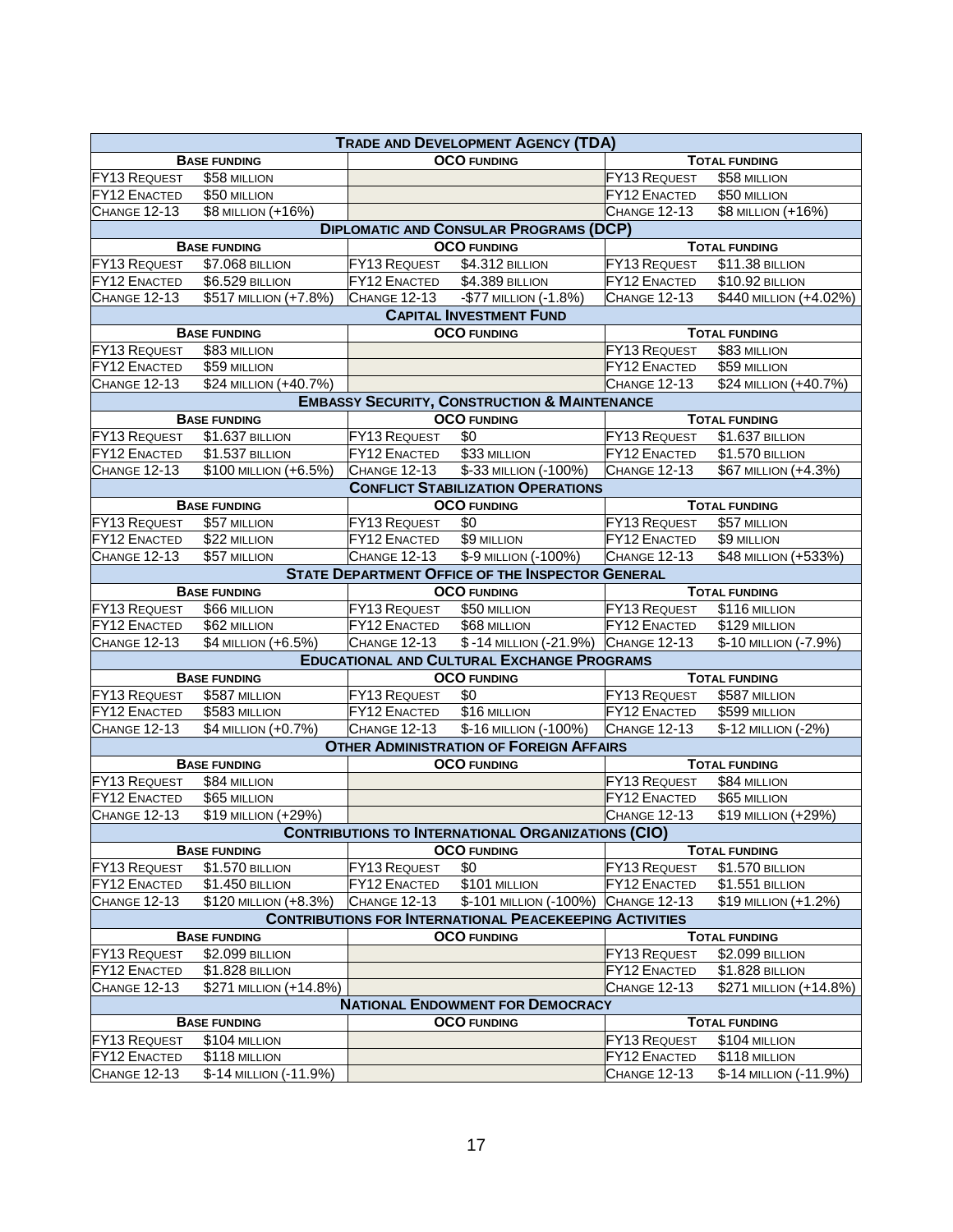| Trade and Development Agency (TDA) | | | | | |
|---|---|---|---|---|---|
| **Base Funding** | | **OCO Funding** | | **Total Funding** | |
| FY13 Request | $58 million | | | FY13 Request | $58 million |
| FY12 Enacted | $50 million | | | FY12 Enacted | $50 million |
| Change 12-13 | $8 million (+16%) | | | Change 12-13 | $8 million (+16%) |
| **Diplomatic and Consular Programs (DCP)** | | | | | |
| **Base Funding** | | **OCO Funding** | | **Total Funding** | |
| FY13 Request | $7.068 billion | FY13 Request | $4.312 billion | FY13 Request | $11.38 billion |
| FY12 Enacted | $6.529 billion | FY12 Enacted | $4.389 billion | FY12 Enacted | $10.92 billion |
| Change 12-13 | $517 million (+7.8%) | Change 12-13 | -$77 million (-1.8%) | Change 12-13 | $440 million (+4.02%) |
| **Capital Investment Fund** | | | | | |
| **Base Funding** | | **OCO Funding** | | **Total Funding** | |
| FY13 Request | $83 million | | | FY13 Request | $83 million |
| FY12 Enacted | $59 million | | | FY12 Enacted | $59 million |
| Change 12-13 | $24 million (+40.7%) | | | Change 12-13 | $24 million (+40.7%) |
| **Embassy Security, Construction & Maintenance** | | | | | |
| **Base Funding** | | **OCO Funding** | | **Total Funding** | |
| FY13 Request | $1.637 billion | FY13 Request | $0 | FY13 Request | $1.637 billion |
| FY12 Enacted | $1.537 billion | FY12 Enacted | $33 million | FY12 Enacted | $1.570 billion |
| Change 12-13 | $100 million (+6.5%) | Change 12-13 | $-33 million (-100%) | Change 12-13 | $67 million (+4.3%) |
| **Conflict Stabilization Operations** | | | | | |
| **Base Funding** | | **OCO Funding** | | **Total Funding** | |
| FY13 Request | $57 million | FY13 Request | $0 | FY13 Request | $57 million |
| FY12 Enacted | $22 million | FY12 Enacted | $9 million | FY12 Enacted | $9 million |
| Change 12-13 | $57 million | Change 12-13 | $-9 million (-100%) | Change 12-13 | $48 million (+533%) |
| **State Department Office of the Inspector General** | | | | | |
| **Base Funding** | | **OCO Funding** | | **Total Funding** | |
| FY13 Request | $66 million | FY13 Request | $50 million | FY13 Request | $116 million |
| FY12 Enacted | $62 million | FY12 Enacted | $68 million | FY12 Enacted | $129 million |
| Change 12-13 | $4 million (+6.5%) | Change 12-13 | $ -14 million (-21.9%) | Change 12-13 | $-10 million (-7.9%) |
| **Educational and Cultural Exchange Programs** | | | | | |
| **Base Funding** | | **OCO Funding** | | **Total Funding** | |
| FY13 Request | $587 million | FY13 Request | $0 | FY13 Request | $587 million |
| FY12 Enacted | $583 million | FY12 Enacted | $16 million | FY12 Enacted | $599 million |
| Change 12-13 | $4 million (+0.7%) | Change 12-13 | $-16 million (-100%) | Change 12-13 | $-12 million (-2%) |
| **Other Administration of Foreign Affairs** | | | | | |
| **Base Funding** | | **OCO Funding** | | **Total Funding** | |
| FY13 Request | $84 million | | | FY13 Request | $84 million |
| FY12 Enacted | $65 million | | | FY12 Enacted | $65 million |
| Change 12-13 | $19 million (+29%) | | | Change 12-13 | $19 million (+29%) |
| **Contributions to International Organizations (CIO)** | | | | | |
| **Base Funding** | | **OCO Funding** | | **Total Funding** | |
| FY13 Request | $1.570 billion | FY13 Request | $0 | FY13 Request | $1.570 billion |
| FY12 Enacted | $1.450 billion | FY12 Enacted | $101 million | FY12 Enacted | $1.551 billion |
| Change 12-13 | $120 million (+8.3%) | Change 12-13 | $-101 million (-100%) | Change 12-13 | $19 million (+1.2%) |
| **Contributions for International Peacekeeping Activities** | | | | | |
| **Base Funding** | | **OCO Funding** | | **Total Funding** | |
| FY13 Request | $2.099 billion | | | FY13 Request | $2.099 billion |
| FY12 Enacted | $1.828 billion | | | FY12 Enacted | $1.828 billion |
| Change 12-13 | $271 million (+14.8%) | | | Change 12-13 | $271 million (+14.8%) |
| **National Endowment for Democracy** | | | | | |
| **Base Funding** | | **OCO Funding** | | **Total Funding** | |
| FY13 Request | $104 million | | | FY13 Request | $104 million |
| FY12 Enacted | $118 million | | | FY12 Enacted | $118 million |
| Change 12-13 | $-14 million (-11.9%) | | | Change 12-13 | $-14 million (-11.9%) |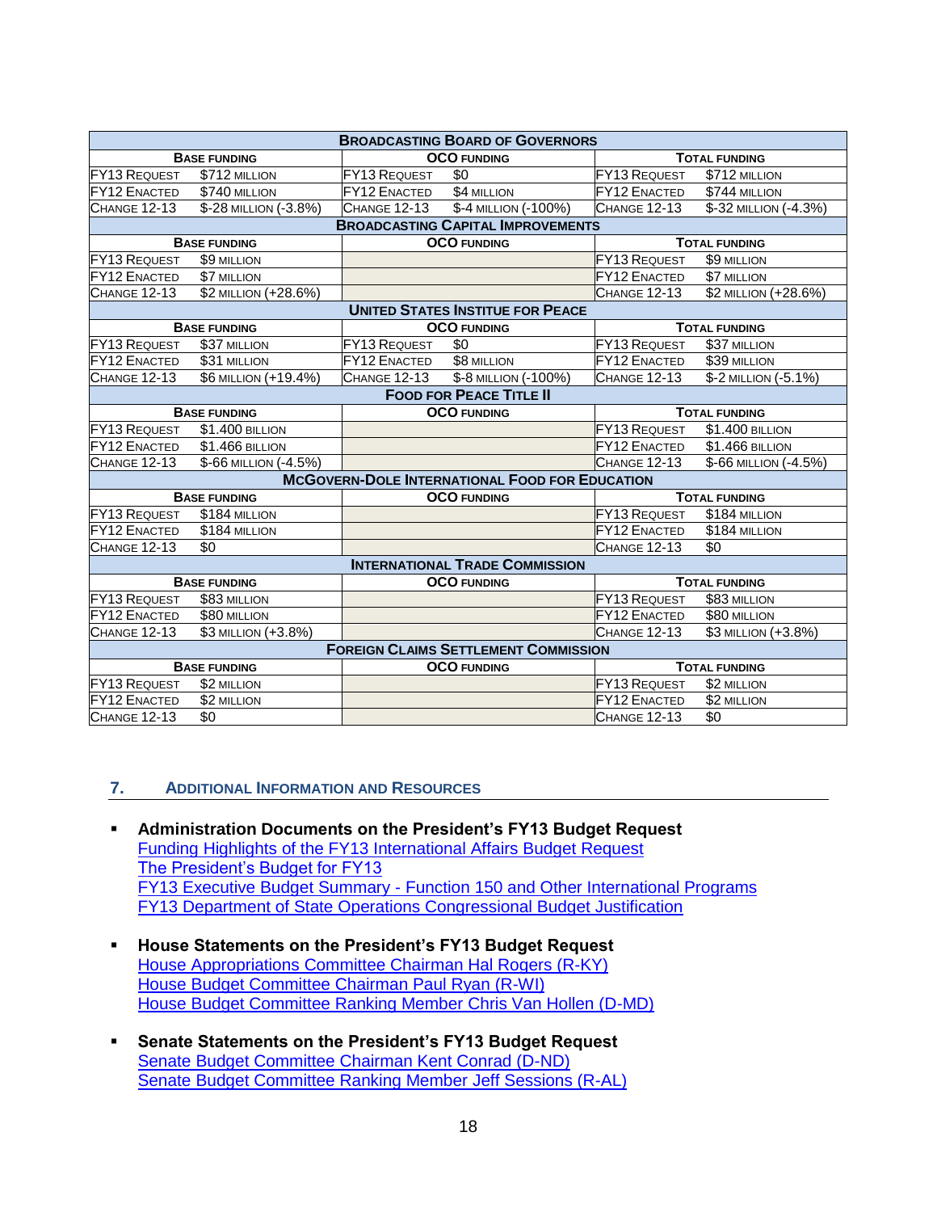| Broadcasting Board of Governors | | | | | |
|---|---|---|---|---|---|
| **Base Funding** | | **OCO Funding** | | **Total Funding** | |
| FY13 Request | $712 million | FY13 Request | $0 | FY13 Request | $712 million |
| FY12 Enacted | $740 million | FY12 Enacted | $4 million | FY12 Enacted | $744 million |
| Change 12-13 | $-28 million (-3.8%) | Change 12-13 | $-4 million (-100%) | Change 12-13 | $-32 million (-4.3%) |
| **Broadcasting Capital Improvements** | | | | | |
| **Base Funding** | | **OCO Funding** | | **Total Funding** | |
| FY13 Request | $9 million | | | FY13 Request | $9 million |
| FY12 Enacted | $7 million | | | FY12 Enacted | $7 million |
| Change 12-13 | $2 million (+28.6%) | | | Change 12-13 | $2 million (+28.6%) |
| **United States Institue for Peace** | | | | | |
| **Base Funding** | | **OCO Funding** | | **Total Funding** | |
| FY13 Request | $37 million | FY13 Request | $0 | FY13 Request | $37 million |
| FY12 Enacted | $31 million | FY12 Enacted | $8 million | FY12 Enacted | $39 million |
| Change 12-13 | $6 million (+19.4%) | Change 12-13 | $-8 million (-100%) | Change 12-13 | $-2 million (-5.1%) |
| **Food for Peace Title II** | | | | | |
| **Base Funding** | | **OCO Funding** | | **Total Funding** | |
| FY13 Request | $1.400 billion | | | FY13 Request | $1.400 billion |
| FY12 Enacted | $1.466 billion | | | FY12 Enacted | $1.466 billion |
| Change 12-13 | $-66 million (-4.5%) | | | Change 12-13 | $-66 million (-4.5%) |
| **McGovern-Dole International Food for Education** | | | | | |
| **Base Funding** | | **OCO Funding** | | **Total Funding** | |
| FY13 Request | $184 million | | | FY13 Request | $184 million |
| FY12 Enacted | $184 million | | | FY12 Enacted | $184 million |
| Change 12-13 | $0 | | | Change 12-13 | $0 |
| **International Trade Commission** | | | | | |
| **Base Funding** | | **OCO Funding** | | **Total Funding** | |
| FY13 Request | $83 million | | | FY13 Request | $83 million |
| FY12 Enacted | $80 million | | | FY12 Enacted | $80 million |
| Change 12-13 | $3 million (+3.8%) | | | Change 12-13 | $3 million (+3.8%) |
| **Foreign Claims Settlement Commission** | | | | | |
| **Base Funding** | | **OCO Funding** | | **Total Funding** | |
| FY13 Request | $2 million | | | FY13 Request | $2 million |
| FY12 Enacted | $2 million | | | FY12 Enacted | $2 million |
| Change 12-13 | $0 | | | Change 12-13 | $0 |

## 7. Additional Information and Resources

- **Administration Documents on the President's FY13 Budget Request**
  Funding Highlights of the FY13 International Affairs Budget Request
  The President's Budget for FY13
  FY13 Executive Budget Summary - Function 150 and Other International Programs
  FY13 Department of State Operations Congressional Budget Justification

- **House Statements on the President's FY13 Budget Request**
  House Appropriations Committee Chairman Hal Rogers (R-KY)
  House Budget Committee Chairman Paul Ryan (R-WI)
  House Budget Committee Ranking Member Chris Van Hollen (D-MD)

- **Senate Statements on the President's FY13 Budget Request**
  Senate Budget Committee Chairman Kent Conrad (D-ND)
  Senate Budget Committee Ranking Member Jeff Sessions (R-AL)